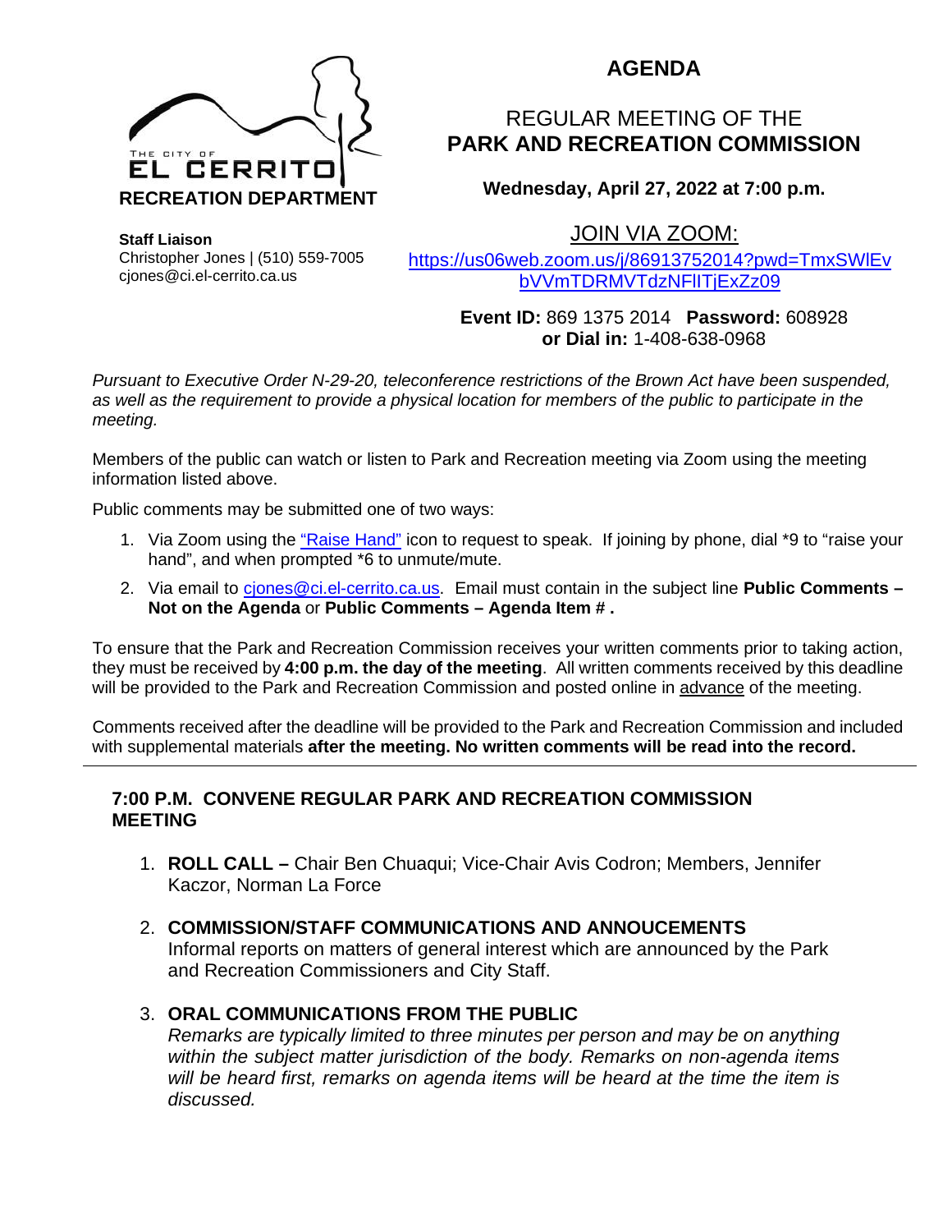THE CITY OF
**EL CERRITO**
**RECREATION DEPARTMENT**

# AGENDA

## REGULAR MEETING OF THE
## PARK AND RECREATION COMMISSION

**Wednesday, April 27, 2022 at 7:00 p.m.**

**Staff Liaison**
Christopher Jones | (510) 559-7005
cjones@ci.el-cerrito.ca.us

JOIN VIA ZOOM:
https://us06web.zoom.us/j/86913752014?pwd=TmxSWlEvbVVmTDRMVTdzNFlITjExZz09

**Event ID:** 869 1375 2014 **Password:** 608928
**or Dial in:** 1-408-638-0968

*Pursuant to Executive Order N-29-20, teleconference restrictions of the Brown Act have been suspended, as well as the requirement to provide a physical location for members of the public to participate in the meeting.*

Members of the public can watch or listen to Park and Recreation meeting via Zoom using the meeting information listed above.

Public comments may be submitted one of two ways:

1. Via Zoom using the "Raise Hand" icon to request to speak. If joining by phone, dial *9 to "raise your hand", and when prompted *6 to unmute/mute.
2. Via email to cjones@ci.el-cerrito.ca.us. Email must contain in the subject line **Public Comments – Not on the Agenda** or **Public Comments – Agenda Item # .**

To ensure that the Park and Recreation Commission receives your written comments prior to taking action, they must be received by **4:00 p.m. the day of the meeting**. All written comments received by this deadline will be provided to the Park and Recreation Commission and posted online in advance of the meeting.

Comments received after the deadline will be provided to the Park and Recreation Commission and included with supplemental materials **after the meeting. No written comments will be read into the record.**

---

### 7:00 P.M. CONVENE REGULAR PARK AND RECREATION COMMISSION MEETING

1. **ROLL CALL –** Chair Ben Chuaqui; Vice-Chair Avis Codron; Members, Jennifer Kaczor, Norman La Force

2. **COMMISSION/STAFF COMMUNICATIONS AND ANNOUCEMENTS**
   Informal reports on matters of general interest which are announced by the Park and Recreation Commissioners and City Staff.

3. **ORAL COMMUNICATIONS FROM THE PUBLIC**
   *Remarks are typically limited to three minutes per person and may be on anything within the subject matter jurisdiction of the body. Remarks on non-agenda items will be heard first, remarks on agenda items will be heard at the time the item is discussed.*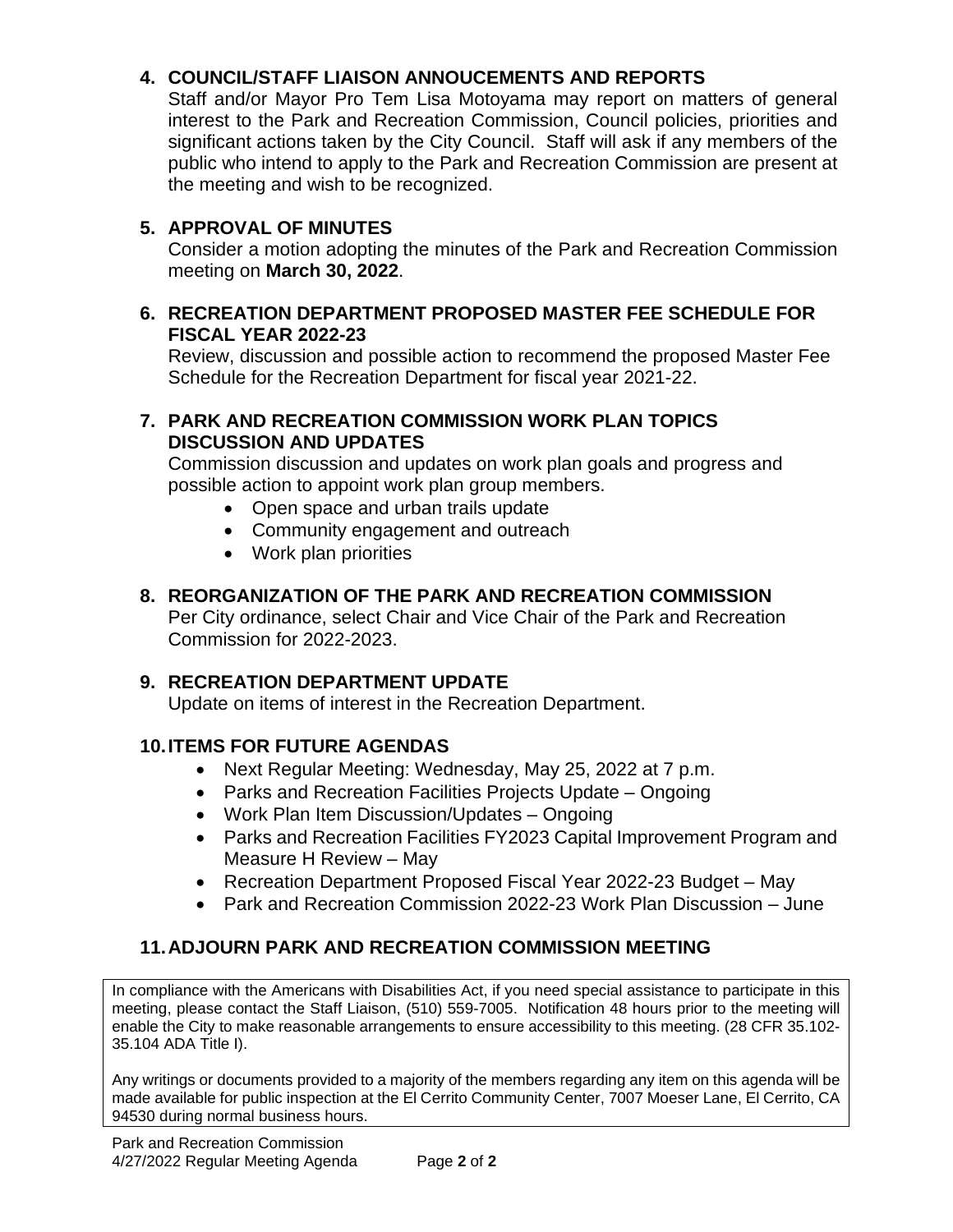## 4. COUNCIL/STAFF LIAISON ANNOUCEMENTS AND REPORTS

Staff and/or Mayor Pro Tem Lisa Motoyama may report on matters of general interest to the Park and Recreation Commission, Council policies, priorities and significant actions taken by the City Council. Staff will ask if any members of the public who intend to apply to the Park and Recreation Commission are present at the meeting and wish to be recognized.

## 5. APPROVAL OF MINUTES

Consider a motion adopting the minutes of the Park and Recreation Commission meeting on **March 30, 2022**.

## 6. RECREATION DEPARTMENT PROPOSED MASTER FEE SCHEDULE FOR FISCAL YEAR 2022-23

Review, discussion and possible action to recommend the proposed Master Fee Schedule for the Recreation Department for fiscal year 2021-22.

## 7. PARK AND RECREATION COMMISSION WORK PLAN TOPICS DISCUSSION AND UPDATES

Commission discussion and updates on work plan goals and progress and possible action to appoint work plan group members.

- Open space and urban trails update
- Community engagement and outreach
- Work plan priorities

## 8. REORGANIZATION OF THE PARK AND RECREATION COMMISSION

Per City ordinance, select Chair and Vice Chair of the Park and Recreation Commission for 2022-2023.

## 9. RECREATION DEPARTMENT UPDATE

Update on items of interest in the Recreation Department.

## 10. ITEMS FOR FUTURE AGENDAS

- Next Regular Meeting: Wednesday, May 25, 2022 at 7 p.m.
- Parks and Recreation Facilities Projects Update – Ongoing
- Work Plan Item Discussion/Updates – Ongoing
- Parks and Recreation Facilities FY2023 Capital Improvement Program and Measure H Review – May
- Recreation Department Proposed Fiscal Year 2022-23 Budget – May
- Park and Recreation Commission 2022-23 Work Plan Discussion – June

## 11. ADJOURN PARK AND RECREATION COMMISSION MEETING

In compliance with the Americans with Disabilities Act, if you need special assistance to participate in this meeting, please contact the Staff Liaison, (510) 559-7005. Notification 48 hours prior to the meeting will enable the City to make reasonable arrangements to ensure accessibility to this meeting. (28 CFR 35.102-35.104 ADA Title I).

Any writings or documents provided to a majority of the members regarding any item on this agenda will be made available for public inspection at the El Cerrito Community Center, 7007 Moeser Lane, El Cerrito, CA 94530 during normal business hours.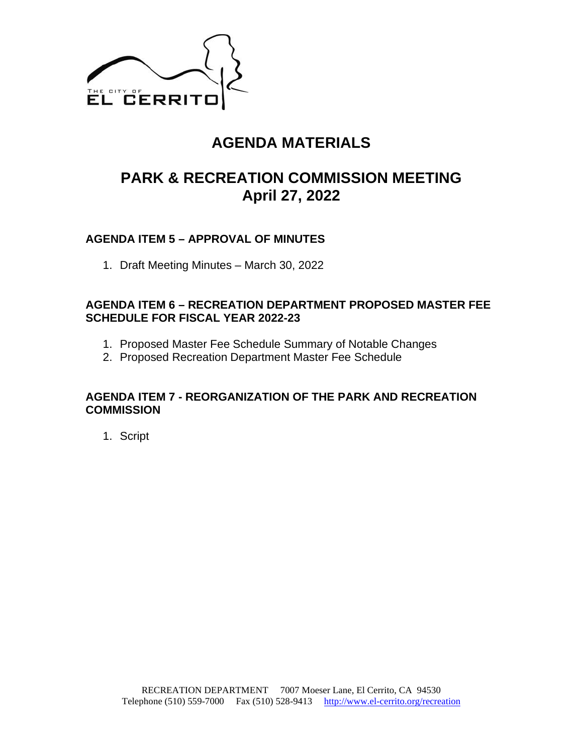THE CITY OF EL CERRITO

# AGENDA MATERIALS

# PARK & RECREATION COMMISSION MEETING
# April 27, 2022

### AGENDA ITEM 5 – APPROVAL OF MINUTES

1. Draft Meeting Minutes – March 30, 2022

### AGENDA ITEM 6 – RECREATION DEPARTMENT PROPOSED MASTER FEE SCHEDULE FOR FISCAL YEAR 2022-23

1. Proposed Master Fee Schedule Summary of Notable Changes
2. Proposed Recreation Department Master Fee Schedule

### AGENDA ITEM 7 - REORGANIZATION OF THE PARK AND RECREATION COMMISSION

1. Script

RECREATION DEPARTMENT 7007 Moeser Lane, El Cerrito, CA 94530
Telephone (510) 559-7000 Fax (510) 528-9413 http://www.el-cerrito.org/recreation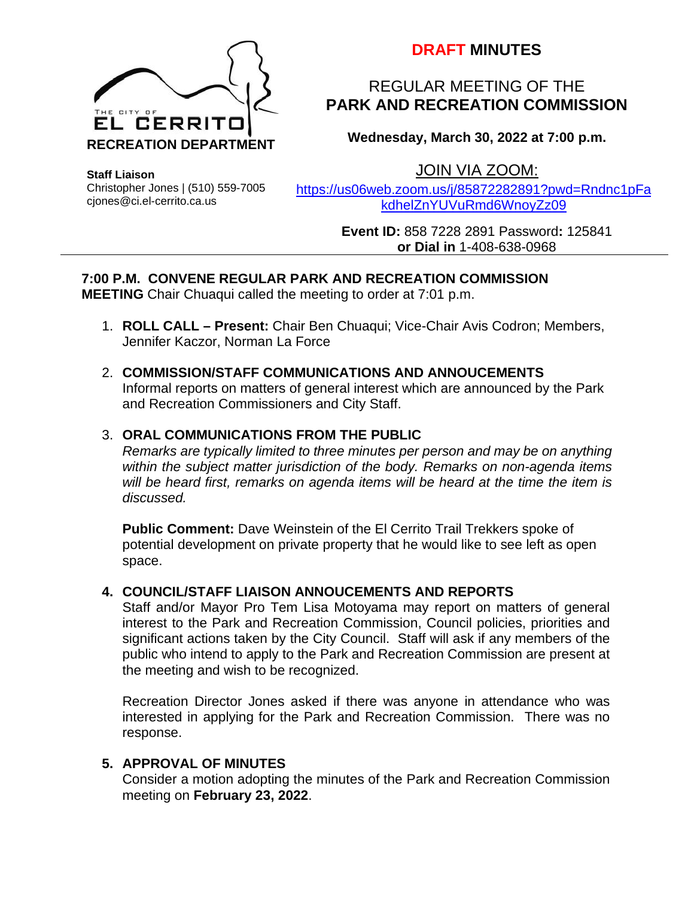THE CITY OF **EL CERRITO**

**RECREATION DEPARTMENT**

**Staff Liaison**
Christopher Jones | (510) 559-7005
cjones@ci.el-cerrito.ca.us

# DRAFT MINUTES

## REGULAR MEETING OF THE **PARK AND RECREATION COMMISSION**

**Wednesday, March 30, 2022 at 7:00 p.m.**

JOIN VIA ZOOM:
https://us06web.zoom.us/j/85872282891?pwd=Rndnc1pFakdhelZnYUVuRmd6WnoyZz09

**Event ID:** 858 7228 2891 Password**:** 125841
**or Dial in** 1-408-638-0968

---

**7:00 P.M. CONVENE REGULAR PARK AND RECREATION COMMISSION MEETING** Chair Chuaqui called the meeting to order at 7:01 p.m.

1. **ROLL CALL – Present:** Chair Ben Chuaqui; Vice-Chair Avis Codron; Members, Jennifer Kaczor, Norman La Force

2. **COMMISSION/STAFF COMMUNICATIONS AND ANNOUCEMENTS**
   Informal reports on matters of general interest which are announced by the Park and Recreation Commissioners and City Staff.

3. **ORAL COMMUNICATIONS FROM THE PUBLIC**
   *Remarks are typically limited to three minutes per person and may be on anything within the subject matter jurisdiction of the body. Remarks on non-agenda items will be heard first, remarks on agenda items will be heard at the time the item is discussed.*

   **Public Comment:** Dave Weinstein of the El Cerrito Trail Trekkers spoke of potential development on private property that he would like to see left as open space.

4. **COUNCIL/STAFF LIAISON ANNOUCEMENTS AND REPORTS**
   Staff and/or Mayor Pro Tem Lisa Motoyama may report on matters of general interest to the Park and Recreation Commission, Council policies, priorities and significant actions taken by the City Council. Staff will ask if any members of the public who intend to apply to the Park and Recreation Commission are present at the meeting and wish to be recognized.

   Recreation Director Jones asked if there was anyone in attendance who was interested in applying for the Park and Recreation Commission. There was no response.

5. **APPROVAL OF MINUTES**
   Consider a motion adopting the minutes of the Park and Recreation Commission meeting on **February 23, 2022**.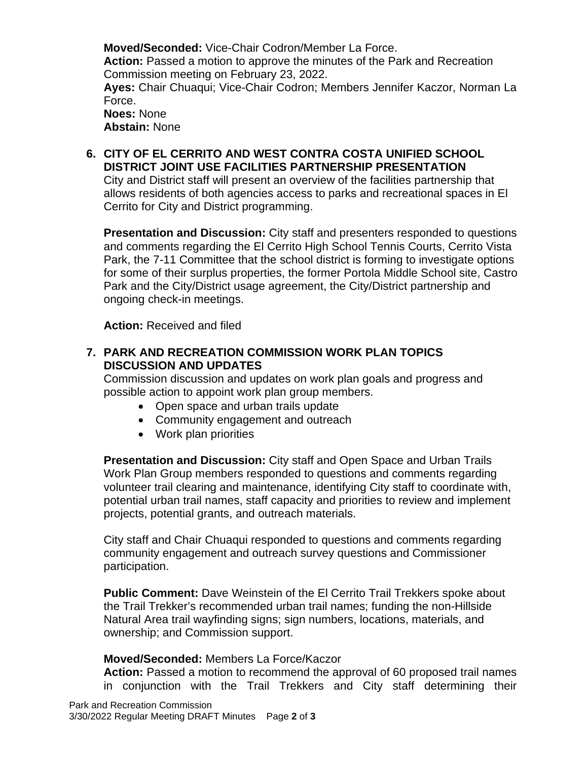**Moved/Seconded:** Vice-Chair Codron/Member La Force.
**Action:** Passed a motion to approve the minutes of the Park and Recreation Commission meeting on February 23, 2022.
**Ayes:** Chair Chuaqui; Vice-Chair Codron; Members Jennifer Kaczor, Norman La Force.
**Noes:** None
**Abstain:** None

**6. CITY OF EL CERRITO AND WEST CONTRA COSTA UNIFIED SCHOOL DISTRICT JOINT USE FACILITIES PARTNERSHIP PRESENTATION**

City and District staff will present an overview of the facilities partnership that allows residents of both agencies access to parks and recreational spaces in El Cerrito for City and District programming.

**Presentation and Discussion:** City staff and presenters responded to questions and comments regarding the El Cerrito High School Tennis Courts, Cerrito Vista Park, the 7-11 Committee that the school district is forming to investigate options for some of their surplus properties, the former Portola Middle School site, Castro Park and the City/District usage agreement, the City/District partnership and ongoing check-in meetings.

**Action:** Received and filed

**7. PARK AND RECREATION COMMISSION WORK PLAN TOPICS DISCUSSION AND UPDATES**

Commission discussion and updates on work plan goals and progress and possible action to appoint work plan group members.

- Open space and urban trails update
- Community engagement and outreach
- Work plan priorities

**Presentation and Discussion:** City staff and Open Space and Urban Trails Work Plan Group members responded to questions and comments regarding volunteer trail clearing and maintenance, identifying City staff to coordinate with, potential urban trail names, staff capacity and priorities to review and implement projects, potential grants, and outreach materials.

City staff and Chair Chuaqui responded to questions and comments regarding community engagement and outreach survey questions and Commissioner participation.

**Public Comment:** Dave Weinstein of the El Cerrito Trail Trekkers spoke about the Trail Trekker's recommended urban trail names; funding the non-Hillside Natural Area trail wayfinding signs; sign numbers, locations, materials, and ownership; and Commission support.

**Moved/Seconded:** Members La Force/Kaczor
**Action:** Passed a motion to recommend the approval of 60 proposed trail names in conjunction with the Trail Trekkers and City staff determining their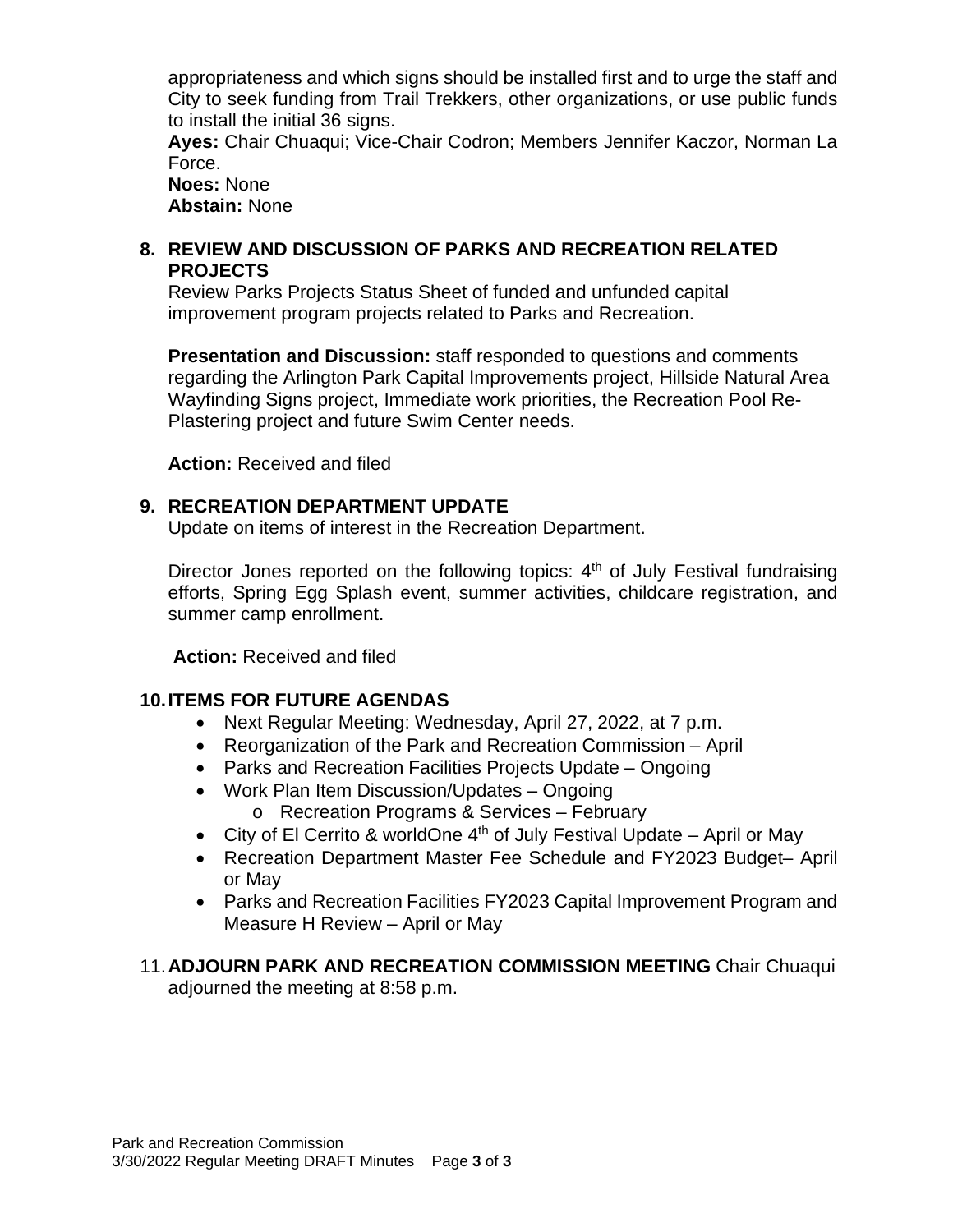appropriateness and which signs should be installed first and to urge the staff and City to seek funding from Trail Trekkers, other organizations, or use public funds to install the initial 36 signs.
**Ayes:** Chair Chuaqui; Vice-Chair Codron; Members Jennifer Kaczor, Norman La Force.
**Noes:** None
**Abstain:** None

### 8. REVIEW AND DISCUSSION OF PARKS AND RECREATION RELATED PROJECTS

Review Parks Projects Status Sheet of funded and unfunded capital improvement program projects related to Parks and Recreation.

**Presentation and Discussion:** staff responded to questions and comments regarding the Arlington Park Capital Improvements project, Hillside Natural Area Wayfinding Signs project, Immediate work priorities, the Recreation Pool Re-Plastering project and future Swim Center needs.

**Action:** Received and filed

### 9. RECREATION DEPARTMENT UPDATE

Update on items of interest in the Recreation Department.

Director Jones reported on the following topics: 4th of July Festival fundraising efforts, Spring Egg Splash event, summer activities, childcare registration, and summer camp enrollment.

**Action:** Received and filed

### 10. ITEMS FOR FUTURE AGENDAS

- Next Regular Meeting: Wednesday, April 27, 2022, at 7 p.m.
- Reorganization of the Park and Recreation Commission – April
- Parks and Recreation Facilities Projects Update – Ongoing
- Work Plan Item Discussion/Updates – Ongoing
  - Recreation Programs & Services – February
- City of El Cerrito & worldOne 4th of July Festival Update – April or May
- Recreation Department Master Fee Schedule and FY2023 Budget– April or May
- Parks and Recreation Facilities FY2023 Capital Improvement Program and Measure H Review – April or May

11. **ADJOURN PARK AND RECREATION COMMISSION MEETING** Chair Chuaqui adjourned the meeting at 8:58 p.m.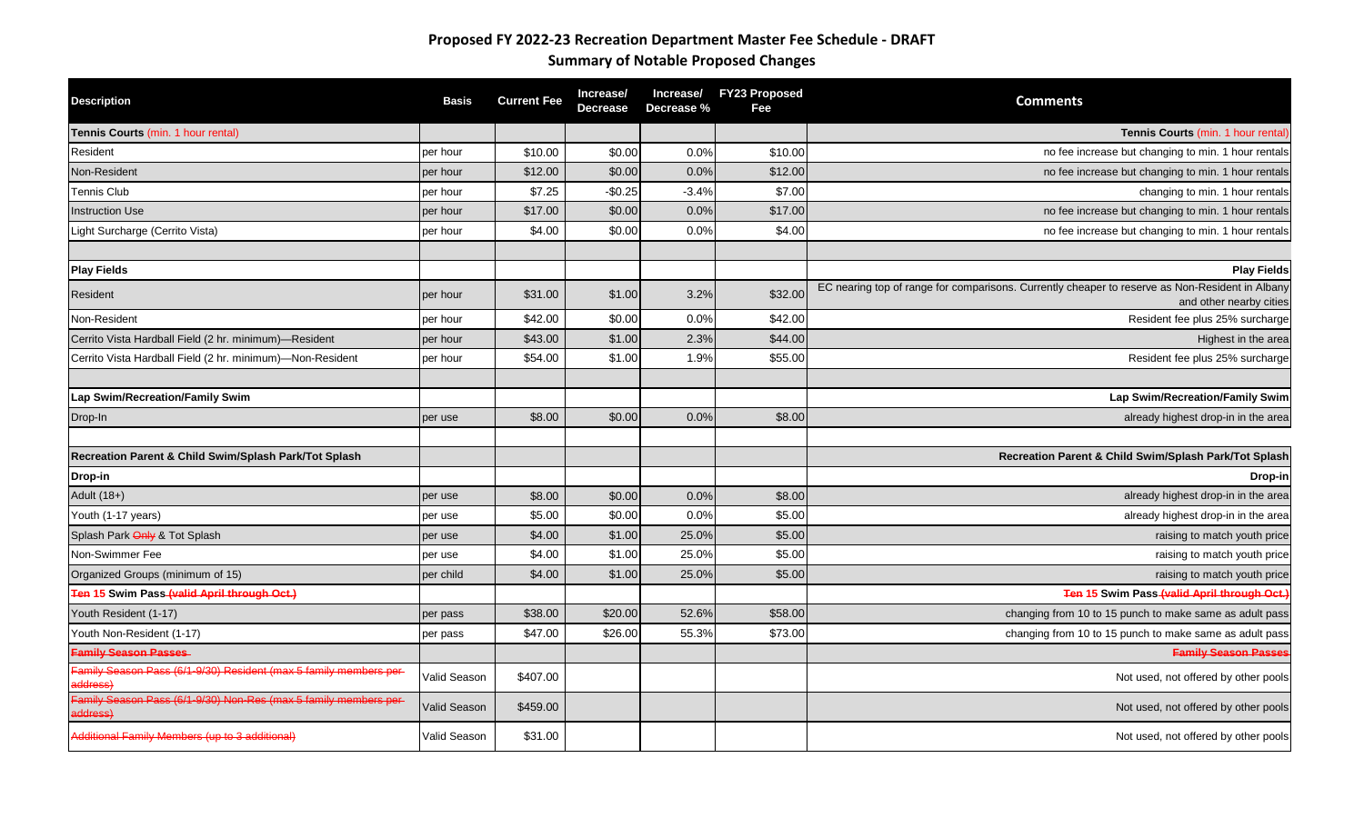**Proposed FY 2022-23 Recreation Department Master Fee Schedule - DRAFT**

**Summary of Notable Proposed Changes**

| Description | Basis | Current Fee | Increase/ Decrease | Increase/ Decrease % | FY23 Proposed Fee | Comments |
|---|---|---|---|---|---|---|
| **Tennis Courts** (min. 1 hour rental) | | | | | | **Tennis Courts** (min. 1 hour rental) |
| Resident | per hour | $10.00 | $0.00 | 0.0% | $10.00 | no fee increase but changing to min. 1 hour rentals |
| Non-Resident | per hour | $12.00 | $0.00 | 0.0% | $12.00 | no fee increase but changing to min. 1 hour rentals |
| Tennis Club | per hour | $7.25 | -$0.25 | -3.4% | $7.00 | changing to min. 1 hour rentals |
| Instruction Use | per hour | $17.00 | $0.00 | 0.0% | $17.00 | no fee increase but changing to min. 1 hour rentals |
| Light Surcharge (Cerrito Vista) | per hour | $4.00 | $0.00 | 0.0% | $4.00 | no fee increase but changing to min. 1 hour rentals |
| | | | | | | |
| **Play Fields** | | | | | | **Play Fields** |
| Resident | per hour | $31.00 | $1.00 | 3.2% | $32.00 | EC nearing top of range for comparisons. Currently cheaper to reserve as Non-Resident in Albany and other nearby cities |
| Non-Resident | per hour | $42.00 | $0.00 | 0.0% | $42.00 | Resident fee plus 25% surcharge |
| Cerrito Vista Hardball Field (2 hr. minimum)—Resident | per hour | $43.00 | $1.00 | 2.3% | $44.00 | Highest in the area |
| Cerrito Vista Hardball Field (2 hr. minimum)—Non-Resident | per hour | $54.00 | $1.00 | 1.9% | $55.00 | Resident fee plus 25% surcharge |
| | | | | | | |
| **Lap Swim/Recreation/Family Swim** | | | | | | **Lap Swim/Recreation/Family Swim** |
| Drop-In | per use | $8.00 | $0.00 | 0.0% | $8.00 | already highest drop-in in the area |
| | | | | | | |
| **Recreation Parent & Child Swim/Splash Park/Tot Splash** | | | | | | **Recreation Parent & Child Swim/Splash Park/Tot Splash** |
| **Drop-in** | | | | | | **Drop-in** |
| Adult (18+) | per use | $8.00 | $0.00 | 0.0% | $8.00 | already highest drop-in in the area |
| Youth (1-17 years) | per use | $5.00 | $0.00 | 0.0% | $5.00 | already highest drop-in in the area |
| Splash Park ~~Only~~ & Tot Splash | per use | $4.00 | $1.00 | 25.0% | $5.00 | raising to match youth price |
| Non-Swimmer Fee | per use | $4.00 | $1.00 | 25.0% | $5.00 | raising to match youth price |
| Organized Groups (minimum of 15) | per child | $4.00 | $1.00 | 25.0% | $5.00 | raising to match youth price |
| **~~Ten~~ 15 Swim Pass ~~(valid April through Oct.)~~** | | | | | | **~~Ten~~ 15 Swim Pass ~~(valid April through Oct.)~~** |
| Youth Resident (1-17) | per pass | $38.00 | $20.00 | 52.6% | $58.00 | changing from 10 to 15 punch to make same as adult pass |
| Youth Non-Resident (1-17) | per pass | $47.00 | $26.00 | 55.3% | $73.00 | changing from 10 to 15 punch to make same as adult pass |
| **~~Family Season Passes~~** | | | | | | **~~Family Season Passes~~** |
| ~~Family Season Pass (6/1-9/30) Resident (max 5 family members per address)~~ | Valid Season | $407.00 | | | | Not used, not offered by other pools |
| ~~Family Season Pass (6/1-9/30) Non-Res (max 5 family members per address)~~ | Valid Season | $459.00 | | | | Not used, not offered by other pools |
| ~~Additional Family Members (up to 3 additional)~~ | Valid Season | $31.00 | | | | Not used, not offered by other pools |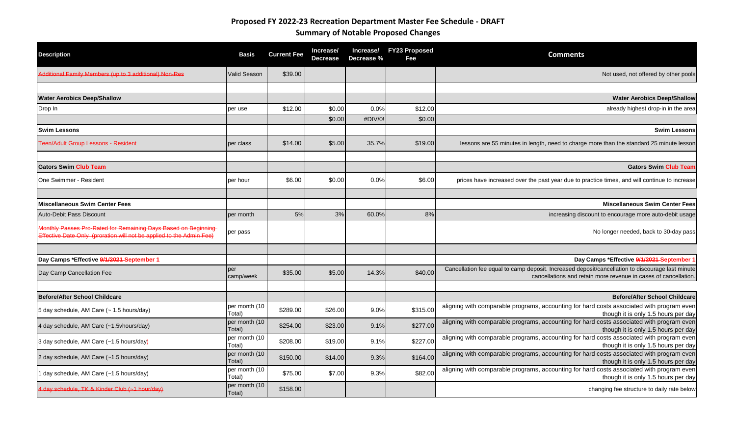# Proposed FY 2022-23 Recreation Department Master Fee Schedule - DRAFT

## Summary of Notable Proposed Changes

| Description | Basis | Current Fee | Increase/ Decrease | Increase/ Decrease % | FY23 Proposed Fee | Comments |
|---|---|---|---|---|---|---|
| ~~Additional Family Members (up to 3 additional) Non-Res~~ | Valid Season | $39.00 | | | | Not used, not offered by other pools |
| | | | | | | |
| **Water Aerobics Deep/Shallow** | | | | | | **Water Aerobics Deep/Shallow** |
| Drop In | per use | $12.00 | $0.00 | 0.0% | $12.00 | already highest drop-in in the area |
| | | | $0.00 | #DIV/0! | $0.00 | |
| **Swim Lessons** | | | | | | **Swim Lessons** |
| Teen/Adult Group Lessons - Resident | per class | $14.00 | $5.00 | 35.7% | $19.00 | lessons are 55 minutes in length, need to charge more than the standard 25 minute lesson |
| | | | | | | |
| **Gators Swim Club ~~Team~~** | | | | | | **Gators Swim Club ~~Team~~** |
| One Swimmer - Resident | per hour | $6.00 | $0.00 | 0.0% | $6.00 | prices have increased over the past year due to practice times, and will continue to increase |
| | | | | | | |
| **Miscellaneous Swim Center Fees** | | | | | | **Miscellaneous Swim Center Fees** |
| Auto-Debit Pass Discount | per month | 5% | 3% | 60.0% | 8% | increasing discount to encourage more auto-debit usage |
| ~~Monthly Passes Pro-Rated for Remaining Days Based on Beginning Effective Date Only (proration will not be applied to the Admin Fee)~~ | per pass | | | | | No longer needed, back to 30-day pass |
| | | | | | | |
| **Day Camps *Effective ~~9/1/2021~~ September 1** | | | | | | **Day Camps *Effective ~~9/1/2021~~ September 1** |
| Day Camp Cancellation Fee | per camp/week | $35.00 | $5.00 | 14.3% | $40.00 | Cancellation fee equal to camp deposit. Increased deposit/cancellation to discourage last minute cancellations and retain more revenue in cases of cancellation. |
| | | | | | | |
| **Before/After School Childcare** | | | | | | **Before/After School Childcare** |
| 5 day schedule, AM Care (~ 1.5 hours/day) | per month (10 Total) | $289.00 | $26.00 | 9.0% | $315.00 | aligning with comparable programs, accounting for hard costs associated with program even though it is only 1.5 hours per day |
| 4 day schedule, AM Care (~1.5vhours/day) | per month (10 Total) | $254.00 | $23.00 | 9.1% | $277.00 | aligning with comparable programs, accounting for hard costs associated with program even though it is only 1.5 hours per day |
| 3 day schedule, AM Care (~1.5 hours/day) | per month (10 Total) | $208.00 | $19.00 | 9.1% | $227.00 | aligning with comparable programs, accounting for hard costs associated with program even though it is only 1.5 hours per day |
| 2 day schedule, AM Care (~1.5 hours/day) | per month (10 Total) | $150.00 | $14.00 | 9.3% | $164.00 | aligning with comparable programs, accounting for hard costs associated with program even though it is only 1.5 hours per day |
| 1 day schedule, AM Care (~1.5 hours/day) | per month (10 Total) | $75.00 | $7.00 | 9.3% | $82.00 | aligning with comparable programs, accounting for hard costs associated with program even though it is only 1.5 hours per day |
| ~~4 day schedule, TK & Kinder Club (~1 hour/day)~~ | per month (10 Total) | $158.00 | | | | changing fee structure to daily rate below |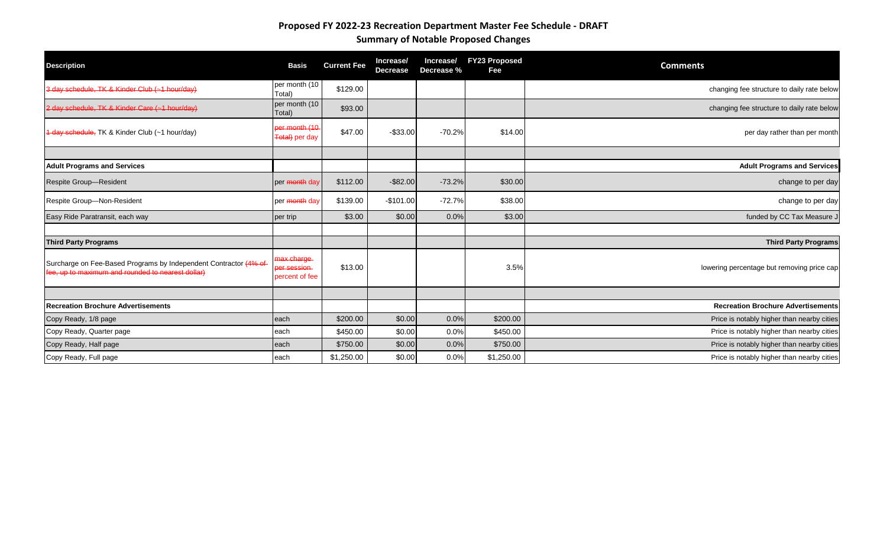## Proposed FY 2022-23 Recreation Department Master Fee Schedule - DRAFT

### Summary of Notable Proposed Changes

| Description | Basis | Current Fee | Increase/ Decrease | Increase/ Decrease % | FY23 Proposed Fee | Comments |
|---|---|---|---|---|---|---|
| ~~3 day schedule, TK & Kinder Club (~1 hour/day)~~ | per month (10 Total) | $129.00 | | | | changing fee structure to daily rate below |
| ~~2 day schedule, TK & Kinder Care (~1 hour/day)~~ | per month (10 Total) | $93.00 | | | | changing fee structure to daily rate below |
| ~~1 day schedule,~~ TK & Kinder Club (~1 hour/day) | ~~per month (10 Total)~~ per day | $47.00 | -$33.00 | -70.2% | $14.00 | per day rather than per month |
| | | | | | | |
| **Adult Programs and Services** | | | | | | **Adult Programs and Services** |
| Respite Group—Resident | per ~~month~~ day | $112.00 | -$82.00 | -73.2% | $30.00 | change to per day |
| Respite Group—Non-Resident | per ~~month~~ day | $139.00 | -$101.00 | -72.7% | $38.00 | change to per day |
| Easy Ride Paratransit, each way | per trip | $3.00 | $0.00 | 0.0% | $3.00 | funded by CC Tax Measure J |
| | | | | | | |
| **Third Party Programs** | | | | | | **Third Party Programs** |
| Surcharge on Fee-Based Programs by Independent Contractor ~~(4% of fee, up to maximum and rounded to nearest dollar)~~ | ~~max charge per session~~ percent of fee | $13.00 | | | 3.5% | lowering percentage but removing price cap |
| | | | | | | |
| **Recreation Brochure Advertisements** | | | | | | **Recreation Brochure Advertisements** |
| Copy Ready, 1/8 page | each | $200.00 | $0.00 | 0.0% | $200.00 | Price is notably higher than nearby cities |
| Copy Ready, Quarter page | each | $450.00 | $0.00 | 0.0% | $450.00 | Price is notably higher than nearby cities |
| Copy Ready, Half page | each | $750.00 | $0.00 | 0.0% | $750.00 | Price is notably higher than nearby cities |
| Copy Ready, Full page | each | $1,250.00 | $0.00 | 0.0% | $1,250.00 | Price is notably higher than nearby cities |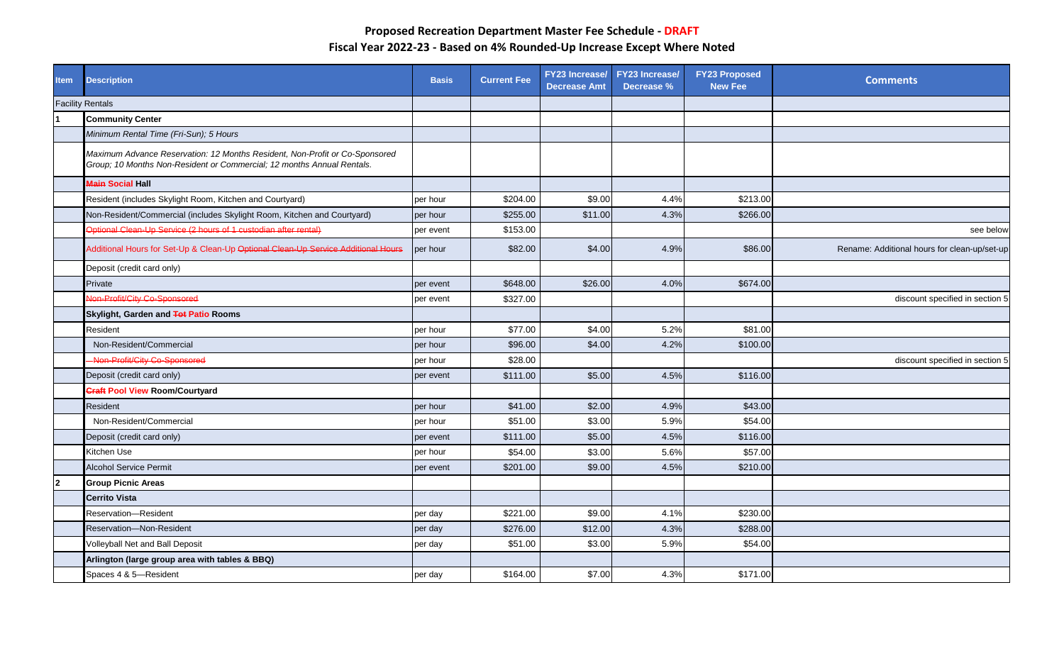## Proposed Recreation Department Master Fee Schedule - DRAFT

## Fiscal Year 2022-23 - Based on 4% Rounded-Up Increase Except Where Noted

| Item | Description | Basis | Current Fee | FY23 Increase/ Decrease Amt | FY23 Increase/ Decrease % | FY23 Proposed New Fee | Comments |
|---|---|---|---|---|---|---|---|
| Facility Rentals | | | | | | | |
| 1 | **Community Center** | | | | | | |
| | *Minimum Rental Time (Fri-Sun); 5 Hours* | | | | | | |
| | *Maximum Advance Reservation: 12 Months Resident, Non-Profit or Co-Sponsored Group; 10 Months Non-Resident or Commercial; 12 months Annual Rentals.* | | | | | | |
| | **~~Main~~ Social Hall** | | | | | | |
| | Resident (includes Skylight Room, Kitchen and Courtyard) | per hour | $204.00 | $9.00 | 4.4% | $213.00 | |
| | Non-Resident/Commercial (includes Skylight Room, Kitchen and Courtyard) | per hour | $255.00 | $11.00 | 4.3% | $266.00 | |
| | ~~Optional Clean-Up Service (2 hours of 1 custodian after rental)~~ | per event | $153.00 | | | | see below |
| | Additional Hours for Set-Up & Clean-Up ~~Optional Clean-Up Service Additional Hours~~ | per hour | $82.00 | $4.00 | 4.9% | $86.00 | Rename: Additional hours for clean-up/set-up |
| | Deposit (credit card only) | | | | | | |
| | Private | per event | $648.00 | $26.00 | 4.0% | $674.00 | |
| | ~~Non-Profit/City Co-Sponsored~~ | per event | $327.00 | | | | discount specified in section 5 |
| | **Skylight, Garden and ~~Tot~~ Patio Rooms** | | | | | | |
| | Resident | per hour | $77.00 | $4.00 | 5.2% | $81.00 | |
| | Non-Resident/Commercial | per hour | $96.00 | $4.00 | 4.2% | $100.00 | |
| | ~~Non-Profit/City Co-Sponsored~~ | per hour | $28.00 | | | | discount specified in section 5 |
| | Deposit (credit card only) | per event | $111.00 | $5.00 | 4.5% | $116.00 | |
| | **~~Craft~~ Pool View Room/Courtyard** | | | | | | |
| | Resident | per hour | $41.00 | $2.00 | 4.9% | $43.00 | |
| | Non-Resident/Commercial | per hour | $51.00 | $3.00 | 5.9% | $54.00 | |
| | Deposit (credit card only) | per event | $111.00 | $5.00 | 4.5% | $116.00 | |
| | Kitchen Use | per hour | $54.00 | $3.00 | 5.6% | $57.00 | |
| | Alcohol Service Permit | per event | $201.00 | $9.00 | 4.5% | $210.00 | |
| 2 | **Group Picnic Areas** | | | | | | |
| | **Cerrito Vista** | | | | | | |
| | Reservation—Resident | per day | $221.00 | $9.00 | 4.1% | $230.00 | |
| | Reservation—Non-Resident | per day | $276.00 | $12.00 | 4.3% | $288.00 | |
| | Volleyball Net and Ball Deposit | per day | $51.00 | $3.00 | 5.9% | $54.00 | |
| | **Arlington (large group area with tables & BBQ)** | | | | | | |
| | Spaces 4 & 5—Resident | per day | $164.00 | $7.00 | 4.3% | $171.00 | |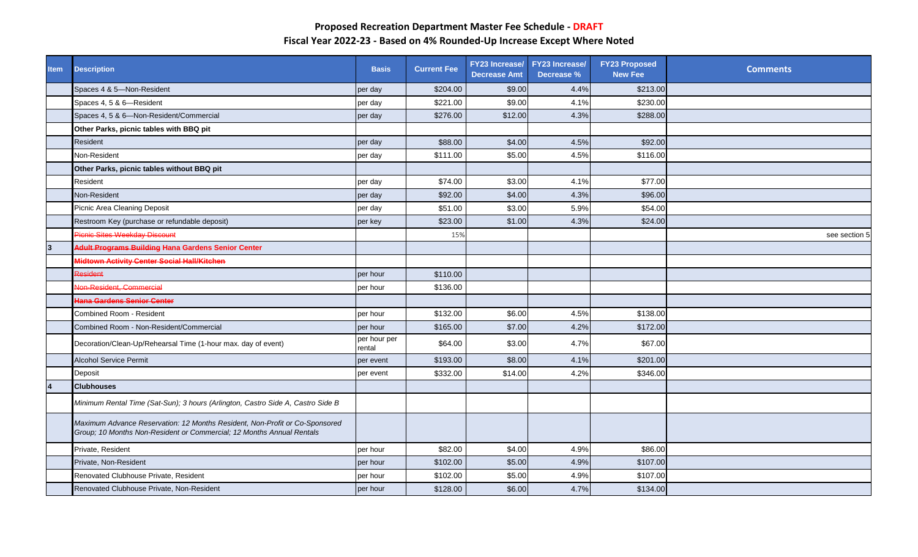## Proposed Recreation Department Master Fee Schedule - DRAFT

### Fiscal Year 2022-23 - Based on 4% Rounded-Up Increase Except Where Noted

| Item | Description | Basis | Current Fee | FY23 Increase/ Decrease Amt | FY23 Increase/ Decrease % | FY23 Proposed New Fee | Comments |
|---|---|---|---|---|---|---|---|
| | Spaces 4 & 5—Non-Resident | per day | $204.00 | $9.00 | 4.4% | $213.00 | |
| | Spaces 4, 5 & 6—Resident | per day | $221.00 | $9.00 | 4.1% | $230.00 | |
| | Spaces 4, 5 & 6—Non-Resident/Commercial | per day | $276.00 | $12.00 | 4.3% | $288.00 | |
| | **Other Parks, picnic tables with BBQ pit** | | | | | | |
| | Resident | per day | $88.00 | $4.00 | 4.5% | $92.00 | |
| | Non-Resident | per day | $111.00 | $5.00 | 4.5% | $116.00 | |
| | **Other Parks, picnic tables without BBQ pit** | | | | | | |
| | Resident | per day | $74.00 | $3.00 | 4.1% | $77.00 | |
| | Non-Resident | per day | $92.00 | $4.00 | 4.3% | $96.00 | |
| | Picnic Area Cleaning Deposit | per day | $51.00 | $3.00 | 5.9% | $54.00 | |
| | Restroom Key (purchase or refundable deposit) | per key | $23.00 | $1.00 | 4.3% | $24.00 | |
| | ~~Picnic Sites Weekday Discount~~ | | 15% | | | | see section 5 |
| 3 | **~~Adult Programs Building~~ Hana Gardens Senior Center** | | | | | | |
| | **~~Midtown Activity Center Social Hall/Kitchen~~** | | | | | | |
| | ~~Resident~~ | per hour | $110.00 | | | | |
| | ~~Non-Resident, Commercial~~ | per hour | $136.00 | | | | |
| | **~~Hana Gardens Senior Center~~** | | | | | | |
| | Combined Room - Resident | per hour | $132.00 | $6.00 | 4.5% | $138.00 | |
| | Combined Room - Non-Resident/Commercial | per hour | $165.00 | $7.00 | 4.2% | $172.00 | |
| | Decoration/Clean-Up/Rehearsal Time (1-hour max. day of event) | per hour per rental | $64.00 | $3.00 | 4.7% | $67.00 | |
| | Alcohol Service Permit | per event | $193.00 | $8.00 | 4.1% | $201.00 | |
| | Deposit | per event | $332.00 | $14.00 | 4.2% | $346.00 | |
| 4 | **Clubhouses** | | | | | | |
| | *Minimum Rental Time (Sat-Sun); 3 hours (Arlington, Castro Side A, Castro Side B* | | | | | | |
| | *Maximum Advance Reservation: 12 Months Resident, Non-Profit or Co-Sponsored Group; 10 Months Non-Resident or Commercial; 12 Months Annual Rentals* | | | | | | |
| | Private, Resident | per hour | $82.00 | $4.00 | 4.9% | $86.00 | |
| | Private, Non-Resident | per hour | $102.00 | $5.00 | 4.9% | $107.00 | |
| | Renovated Clubhouse Private, Resident | per hour | $102.00 | $5.00 | 4.9% | $107.00 | |
| | Renovated Clubhouse Private, Non-Resident | per hour | $128.00 | $6.00 | 4.7% | $134.00 | |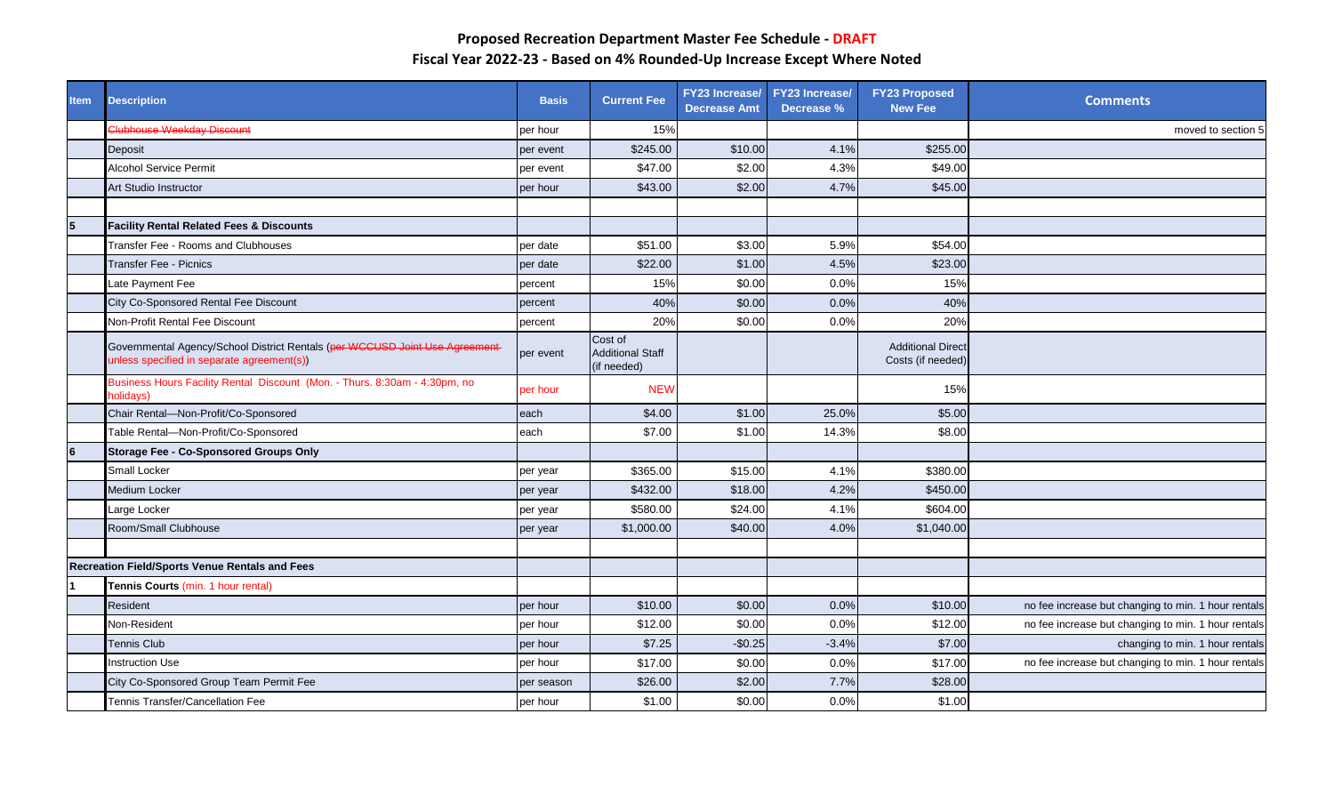# Proposed Recreation Department Master Fee Schedule - DRAFT

## Fiscal Year 2022-23 - Based on 4% Rounded-Up Increase Except Where Noted

| Item | Description | Basis | Current Fee | FY23 Increase/ Decrease Amt | FY23 Increase/ Decrease % | FY23 Proposed New Fee | Comments |
|---|---|---|---|---|---|---|---|
| | ~~Clubhouse Weekday Discount~~ | per hour | 15% | | | | moved to section 5 |
| | Deposit | per event | $245.00 | $10.00 | 4.1% | $255.00 | |
| | Alcohol Service Permit | per event | $47.00 | $2.00 | 4.3% | $49.00 | |
| | Art Studio Instructor | per hour | $43.00 | $2.00 | 4.7% | $45.00 | |
| | | | | | | | |
| 5 | **Facility Rental Related Fees & Discounts** | | | | | | |
| | Transfer Fee - Rooms and Clubhouses | per date | $51.00 | $3.00 | 5.9% | $54.00 | |
| | Transfer Fee - Picnics | per date | $22.00 | $1.00 | 4.5% | $23.00 | |
| | Late Payment Fee | percent | 15% | $0.00 | 0.0% | 15% | |
| | City Co-Sponsored Rental Fee Discount | percent | 40% | $0.00 | 0.0% | 40% | |
| | Non-Profit Rental Fee Discount | percent | 20% | $0.00 | 0.0% | 20% | |
| | Governmental Agency/School District Rentals (~~per WCCUSD Joint Use Agreement~~ unless specified in separate agreement(s)) | per event | Cost of Additional Staff (if needed) | | | Additional Direct Costs (if needed) | |
| | Business Hours Facility Rental Discount (Mon. - Thurs. 8:30am - 4:30pm, no holidays) | per hour | NEW | | | 15% | |
| | Chair Rental—Non-Profit/Co-Sponsored | each | $4.00 | $1.00 | 25.0% | $5.00 | |
| | Table Rental—Non-Profit/Co-Sponsored | each | $7.00 | $1.00 | 14.3% | $8.00 | |
| 6 | **Storage Fee - Co-Sponsored Groups Only** | | | | | | |
| | Small Locker | per year | $365.00 | $15.00 | 4.1% | $380.00 | |
| | Medium Locker | per year | $432.00 | $18.00 | 4.2% | $450.00 | |
| | Large Locker | per year | $580.00 | $24.00 | 4.1% | $604.00 | |
| | Room/Small Clubhouse | per year | $1,000.00 | $40.00 | 4.0% | $1,040.00 | |
| | | | | | | | |
| **Recreation Field/Sports Venue Rentals and Fees** | | | | | | | |
| 1 | **Tennis Courts** (min. 1 hour rental) | | | | | | |
| | Resident | per hour | $10.00 | $0.00 | 0.0% | $10.00 | no fee increase but changing to min. 1 hour rentals |
| | Non-Resident | per hour | $12.00 | $0.00 | 0.0% | $12.00 | no fee increase but changing to min. 1 hour rentals |
| | Tennis Club | per hour | $7.25 | -$0.25 | -3.4% | $7.00 | changing to min. 1 hour rentals |
| | Instruction Use | per hour | $17.00 | $0.00 | 0.0% | $17.00 | no fee increase but changing to min. 1 hour rentals |
| | City Co-Sponsored Group Team Permit Fee | per season | $26.00 | $2.00 | 7.7% | $28.00 | |
| | Tennis Transfer/Cancellation Fee | per hour | $1.00 | $0.00 | 0.0% | $1.00 | |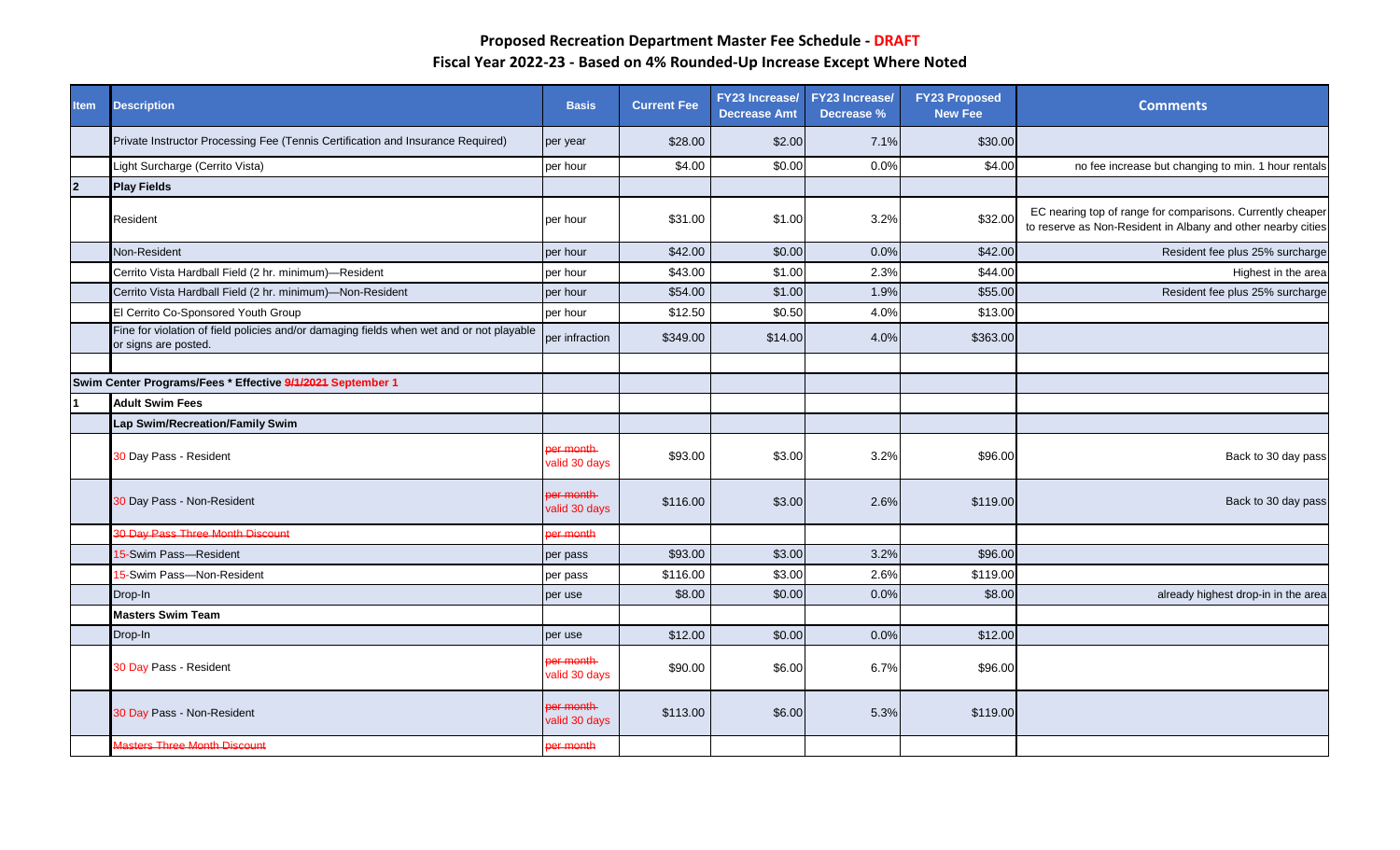**Proposed Recreation Department Master Fee Schedule - DRAFT**

**Fiscal Year 2022-23 - Based on 4% Rounded-Up Increase Except Where Noted**

| Item | Description | Basis | Current Fee | FY23 Increase/ Decrease Amt | FY23 Increase/ Decrease % | FY23 Proposed New Fee | Comments |
|---|---|---|---|---|---|---|---|
| | Private Instructor Processing Fee (Tennis Certification and Insurance Required) | per year | $28.00 | $2.00 | 7.1% | $30.00 | |
| | Light Surcharge (Cerrito Vista) | per hour | $4.00 | $0.00 | 0.0% | $4.00 | no fee increase but changing to min. 1 hour rentals |
| **2** | **Play Fields** | | | | | | |
| | Resident | per hour | $31.00 | $1.00 | 3.2% | $32.00 | EC nearing top of range for comparisons. Currently cheaper to reserve as Non-Resident in Albany and other nearby cities |
| | Non-Resident | per hour | $42.00 | $0.00 | 0.0% | $42.00 | Resident fee plus 25% surcharge |
| | Cerrito Vista Hardball Field (2 hr. minimum)—Resident | per hour | $43.00 | $1.00 | 2.3% | $44.00 | Highest in the area |
| | Cerrito Vista Hardball Field (2 hr. minimum)—Non-Resident | per hour | $54.00 | $1.00 | 1.9% | $55.00 | Resident fee plus 25% surcharge |
| | El Cerrito Co-Sponsored Youth Group | per hour | $12.50 | $0.50 | 4.0% | $13.00 | |
| | Fine for violation of field policies and/or damaging fields when wet and or not playable or signs are posted. | per infraction | $349.00 | $14.00 | 4.0% | $363.00 | |
| | | | | | | | |
| **Swim Center Programs/Fees * Effective ~~9/1/2021~~ September 1** | | | | | | | |
| **1** | **Adult Swim Fees** | | | | | | |
| | **Lap Swim/Recreation/Family Swim** | | | | | | |
| | 30 Day Pass - Resident | ~~per month~~ valid 30 days | $93.00 | $3.00 | 3.2% | $96.00 | Back to 30 day pass |
| | 30 Day Pass - Non-Resident | ~~per month~~ valid 30 days | $116.00 | $3.00 | 2.6% | $119.00 | Back to 30 day pass |
| | ~~30 Day Pass Three Month Discount~~ | ~~per month~~ | | | | | |
| | 15-Swim Pass—Resident | per pass | $93.00 | $3.00 | 3.2% | $96.00 | |
| | 15-Swim Pass—Non-Resident | per pass | $116.00 | $3.00 | 2.6% | $119.00 | |
| | Drop-In | per use | $8.00 | $0.00 | 0.0% | $8.00 | already highest drop-in in the area |
| | **Masters Swim Team** | | | | | | |
| | Drop-In | per use | $12.00 | $0.00 | 0.0% | $12.00 | |
| | 30 Day Pass - Resident | ~~per month~~ valid 30 days | $90.00 | $6.00 | 6.7% | $96.00 | |
| | 30 Day Pass - Non-Resident | ~~per month~~ valid 30 days | $113.00 | $6.00 | 5.3% | $119.00 | |
| | ~~Masters Three Month Discount~~ | ~~per month~~ | | | | | |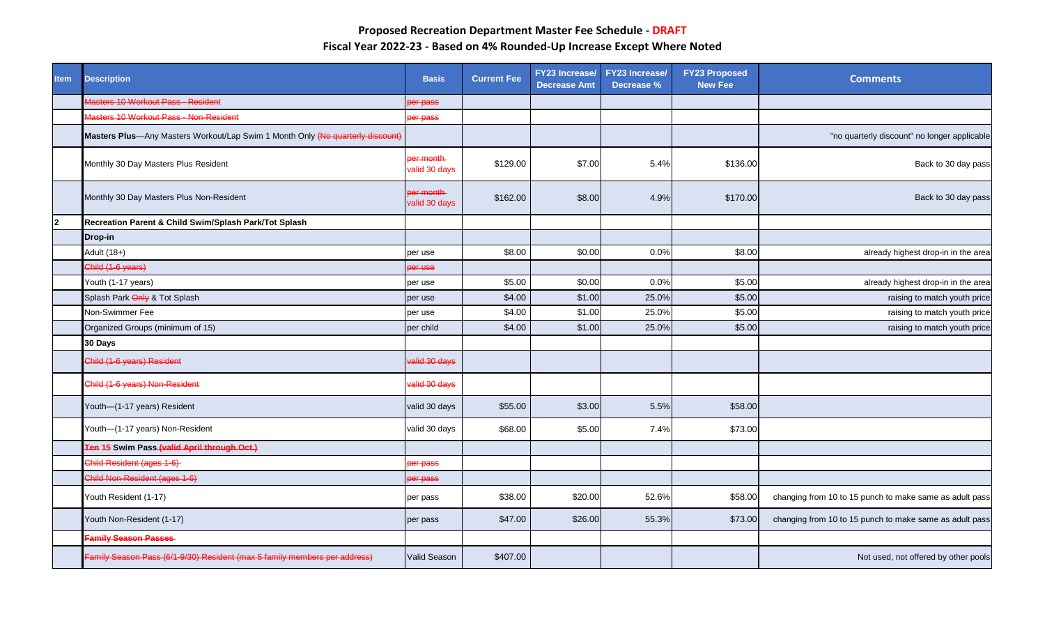# Proposed Recreation Department Master Fee Schedule - DRAFT

## Fiscal Year 2022-23 - Based on 4% Rounded-Up Increase Except Where Noted

| Item | Description | Basis | Current Fee | FY23 Increase/ Decrease Amt | FY23 Increase/ Decrease % | FY23 Proposed New Fee | Comments |
|---|---|---|---|---|---|---|---|
| | ~~Masters 10 Workout Pass - Resident~~ | ~~per pass~~ | | | | | |
| | ~~Masters 10 Workout Pass - Non-Resident~~ | ~~per pass~~ | | | | | |
| | **Masters Plus**—Any Masters Workout/Lap Swim 1 Month Only ~~(No quarterly discount)~~ | | | | | | "no quarterly discount" no longer applicable |
| | Monthly 30 Day Masters Plus Resident | ~~per month~~ valid 30 days | $129.00 | $7.00 | 5.4% | $136.00 | Back to 30 day pass |
| | Monthly 30 Day Masters Plus Non-Resident | ~~per month~~ valid 30 days | $162.00 | $8.00 | 4.9% | $170.00 | Back to 30 day pass |
| 2 | **Recreation Parent & Child Swim/Splash Park/Tot Splash** | | | | | | |
| | **Drop-in** | | | | | | |
| | Adult (18+) | per use | $8.00 | $0.00 | 0.0% | $8.00 | already highest drop-in in the area |
| | ~~Child (1-6 years)~~ | ~~per use~~ | | | | | |
| | Youth (1-17 years) | per use | $5.00 | $0.00 | 0.0% | $5.00 | already highest drop-in in the area |
| | Splash Park ~~Only~~ & Tot Splash | per use | $4.00 | $1.00 | 25.0% | $5.00 | raising to match youth price |
| | Non-Swimmer Fee | per use | $4.00 | $1.00 | 25.0% | $5.00 | raising to match youth price |
| | Organized Groups (minimum of 15) | per child | $4.00 | $1.00 | 25.0% | $5.00 | raising to match youth price |
| | **30 Days** | | | | | | |
| | ~~Child (1-6 years) Resident~~ | ~~valid 30 days~~ | | | | | |
| | ~~Child (1-6 years) Non-Resident~~ | ~~valid 30 days~~ | | | | | |
| | Youth—(1-17 years) Resident | valid 30 days | $55.00 | $3.00 | 5.5% | $58.00 | |
| | Youth—(1-17 years) Non-Resident | valid 30 days | $68.00 | $5.00 | 7.4% | $73.00 | |
| | **~~Ten~~ 15 Swim Pass ~~(valid April through Oct.)~~** | | | | | | |
| | ~~Child Resident (ages 1-6)~~ | ~~per pass~~ | | | | | |
| | ~~Child Non-Resident (ages 1-6)~~ | ~~per pass~~ | | | | | |
| | Youth Resident (1-17) | per pass | $38.00 | $20.00 | 52.6% | $58.00 | changing from 10 to 15 punch to make same as adult pass |
| | Youth Non-Resident (1-17) | per pass | $47.00 | $26.00 | 55.3% | $73.00 | changing from 10 to 15 punch to make same as adult pass |
| | **~~Family Season Passes~~** | | | | | | |
| | ~~Family Season Pass (6/1-9/30) Resident (max 5 family members per address)~~ | Valid Season | $407.00 | | | | Not used, not offered by other pools |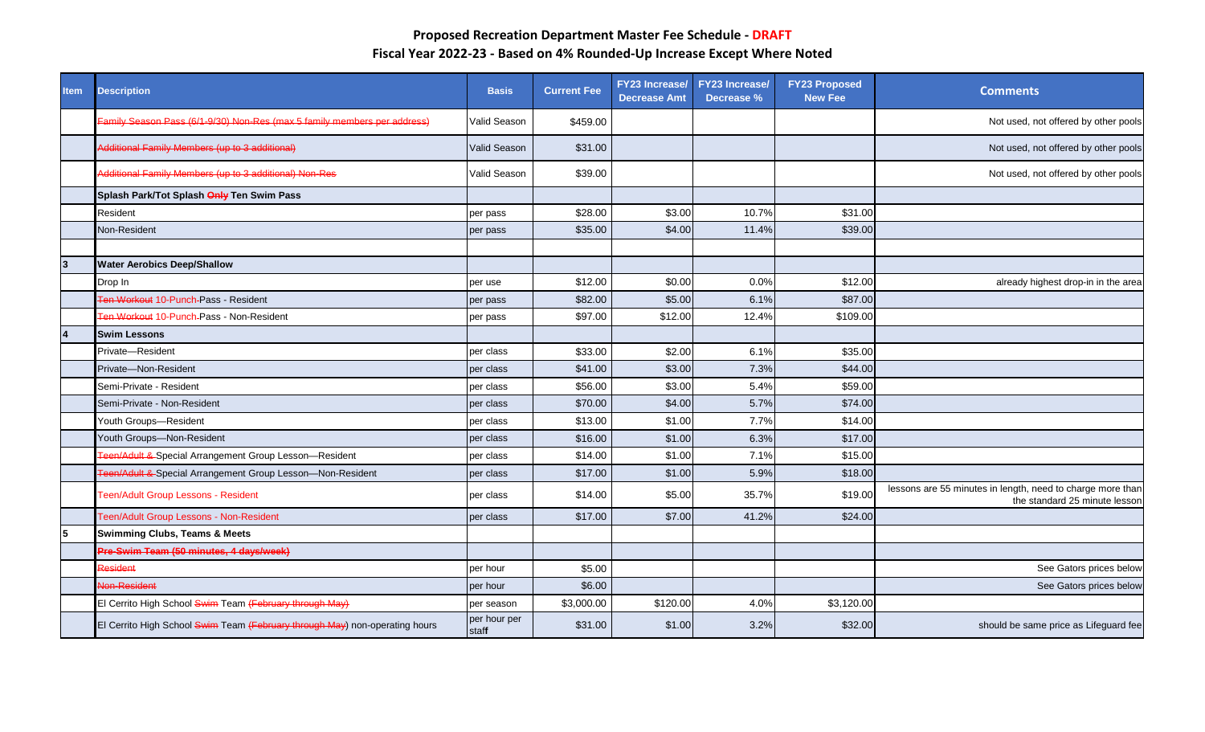**Proposed Recreation Department Master Fee Schedule - DRAFT**

**Fiscal Year 2022-23 - Based on 4% Rounded-Up Increase Except Where Noted**

| Item | Description | Basis | Current Fee | FY23 Increase/ Decrease Amt | FY23 Increase/ Decrease % | FY23 Proposed New Fee | Comments |
|---|---|---|---|---|---|---|---|
| | ~~Family Season Pass (6/1-9/30) Non-Res (max 5 family members per address)~~ | Valid Season | $459.00 | | | | Not used, not offered by other pools |
| | ~~Additional Family Members (up to 3 additional)~~ | Valid Season | $31.00 | | | | Not used, not offered by other pools |
| | ~~Additional Family Members (up to 3 additional) Non-Res~~ | Valid Season | $39.00 | | | | Not used, not offered by other pools |
| | **Splash Park/Tot Splash ~~Only~~ Ten Swim Pass** | | | | | | |
| | Resident | per pass | $28.00 | $3.00 | 10.7% | $31.00 | |
| | Non-Resident | per pass | $35.00 | $4.00 | 11.4% | $39.00 | |
| | | | | | | | |
| 3 | **Water Aerobics Deep/Shallow** | | | | | | |
| | Drop In | per use | $12.00 | $0.00 | 0.0% | $12.00 | already highest drop-in in the area |
| | ~~Ten Workout~~ 10-Punch ~~-~~Pass - Resident | per pass | $82.00 | $5.00 | 6.1% | $87.00 | |
| | ~~Ten Workout~~ 10-Punch ~~-~~Pass - Non-Resident | per pass | $97.00 | $12.00 | 12.4% | $109.00 | |
| 4 | **Swim Lessons** | | | | | | |
| | Private—Resident | per class | $33.00 | $2.00 | 6.1% | $35.00 | |
| | Private—Non-Resident | per class | $41.00 | $3.00 | 7.3% | $44.00 | |
| | Semi-Private - Resident | per class | $56.00 | $3.00 | 5.4% | $59.00 | |
| | Semi-Private - Non-Resident | per class | $70.00 | $4.00 | 5.7% | $74.00 | |
| | Youth Groups—Resident | per class | $13.00 | $1.00 | 7.7% | $14.00 | |
| | Youth Groups—Non-Resident | per class | $16.00 | $1.00 | 6.3% | $17.00 | |
| | ~~Teen/Adult &~~ Special Arrangement Group Lesson—Resident | per class | $14.00 | $1.00 | 7.1% | $15.00 | |
| | ~~Teen/Adult &~~ Special Arrangement Group Lesson—Non-Resident | per class | $17.00 | $1.00 | 5.9% | $18.00 | |
| | Teen/Adult Group Lessons - Resident | per class | $14.00 | $5.00 | 35.7% | $19.00 | lessons are 55 minutes in length, need to charge more than the standard 25 minute lesson |
| | Teen/Adult Group Lessons - Non-Resident | per class | $17.00 | $7.00 | 41.2% | $24.00 | |
| 5 | **Swimming Clubs, Teams & Meets** | | | | | | |
| | ~~**Pre-Swim Team (50 minutes, 4 days/week)**~~ | | | | | | |
| | ~~Resident~~ | per hour | $5.00 | | | | See Gators prices below |
| | ~~Non-Resident~~ | per hour | $6.00 | | | | See Gators prices below |
| | El Cerrito High School ~~Swim~~ Team ~~(February through May)~~ | per season | $3,000.00 | $120.00 | 4.0% | $3,120.00 | |
| | El Cerrito High School ~~Swim~~ Team ~~(February through May)~~ non-operating hours | per hour per staff | $31.00 | $1.00 | 3.2% | $32.00 | should be same price as Lifeguard fee |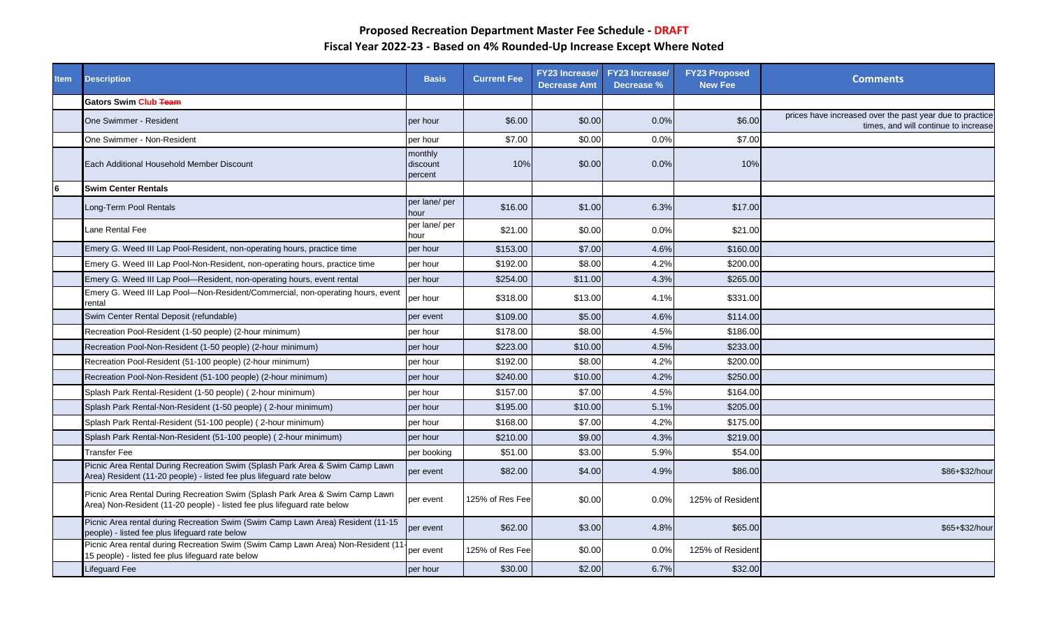# Proposed Recreation Department Master Fee Schedule - DRAFT

## Fiscal Year 2022-23 - Based on 4% Rounded-Up Increase Except Where Noted

| Item | Description | Basis | Current Fee | FY23 Increase/ Decrease Amt | FY23 Increase/ Decrease % | FY23 Proposed New Fee | Comments |
|---|---|---|---|---|---|---|---|
| | **Gators Swim Club ~~Team~~** | | | | | | |
| | One Swimmer - Resident | per hour | $6.00 | $0.00 | 0.0% | $6.00 | prices have increased over the past year due to practice times, and will continue to increase |
| | One Swimmer - Non-Resident | per hour | $7.00 | $0.00 | 0.0% | $7.00 | |
| | Each Additional Household Member Discount | monthly discount percent | 10% | $0.00 | 0.0% | 10% | |
| 6 | **Swim Center Rentals** | | | | | | |
| | Long-Term Pool Rentals | per lane/ per hour | $16.00 | $1.00 | 6.3% | $17.00 | |
| | Lane Rental Fee | per lane/ per hour | $21.00 | $0.00 | 0.0% | $21.00 | |
| | Emery G. Weed III Lap Pool-Resident, non-operating hours, practice time | per hour | $153.00 | $7.00 | 4.6% | $160.00 | |
| | Emery G. Weed III Lap Pool-Non-Resident, non-operating hours, practice time | per hour | $192.00 | $8.00 | 4.2% | $200.00 | |
| | Emery G. Weed III Lap Pool—Resident, non-operating hours, event rental | per hour | $254.00 | $11.00 | 4.3% | $265.00 | |
| | Emery G. Weed III Lap Pool—Non-Resident/Commercial, non-operating hours, event rental | per hour | $318.00 | $13.00 | 4.1% | $331.00 | |
| | Swim Center Rental Deposit (refundable) | per event | $109.00 | $5.00 | 4.6% | $114.00 | |
| | Recreation Pool-Resident (1-50 people) (2-hour minimum) | per hour | $178.00 | $8.00 | 4.5% | $186.00 | |
| | Recreation Pool-Non-Resident (1-50 people) (2-hour minimum) | per hour | $223.00 | $10.00 | 4.5% | $233.00 | |
| | Recreation Pool-Resident (51-100 people) (2-hour minimum) | per hour | $192.00 | $8.00 | 4.2% | $200.00 | |
| | Recreation Pool-Non-Resident (51-100 people) (2-hour minimum) | per hour | $240.00 | $10.00 | 4.2% | $250.00 | |
| | Splash Park Rental-Resident (1-50 people) ( 2-hour minimum) | per hour | $157.00 | $7.00 | 4.5% | $164.00 | |
| | Splash Park Rental-Non-Resident (1-50 people) ( 2-hour minimum) | per hour | $195.00 | $10.00 | 5.1% | $205.00 | |
| | Splash Park Rental-Resident (51-100 people) ( 2-hour minimum) | per hour | $168.00 | $7.00 | 4.2% | $175.00 | |
| | Splash Park Rental-Non-Resident (51-100 people) ( 2-hour minimum) | per hour | $210.00 | $9.00 | 4.3% | $219.00 | |
| | Transfer Fee | per booking | $51.00 | $3.00 | 5.9% | $54.00 | |
| | Picnic Area Rental During Recreation Swim (Splash Park Area & Swim Camp Lawn Area) Resident (11-20 people) - listed fee plus lifeguard rate below | per event | $82.00 | $4.00 | 4.9% | $86.00 | $86+$32/hour |
| | Picnic Area Rental During Recreation Swim (Splash Park Area & Swim Camp Lawn Area) Non-Resident (11-20 people) - listed fee plus lifeguard rate below | per event | 125% of Res Fee | $0.00 | 0.0% | 125% of Resident | |
| | Picnic Area rental during Recreation Swim (Swim Camp Lawn Area) Resident (11-15 people) - listed fee plus lifeguard rate below | per event | $62.00 | $3.00 | 4.8% | $65.00 | $65+$32/hour |
| | Picnic Area rental during Recreation Swim (Swim Camp Lawn Area) Non-Resident (11-15 people) - listed fee plus lifeguard rate below | per event | 125% of Res Fee | $0.00 | 0.0% | 125% of Resident | |
| | Lifeguard Fee | per hour | $30.00 | $2.00 | 6.7% | $32.00 | |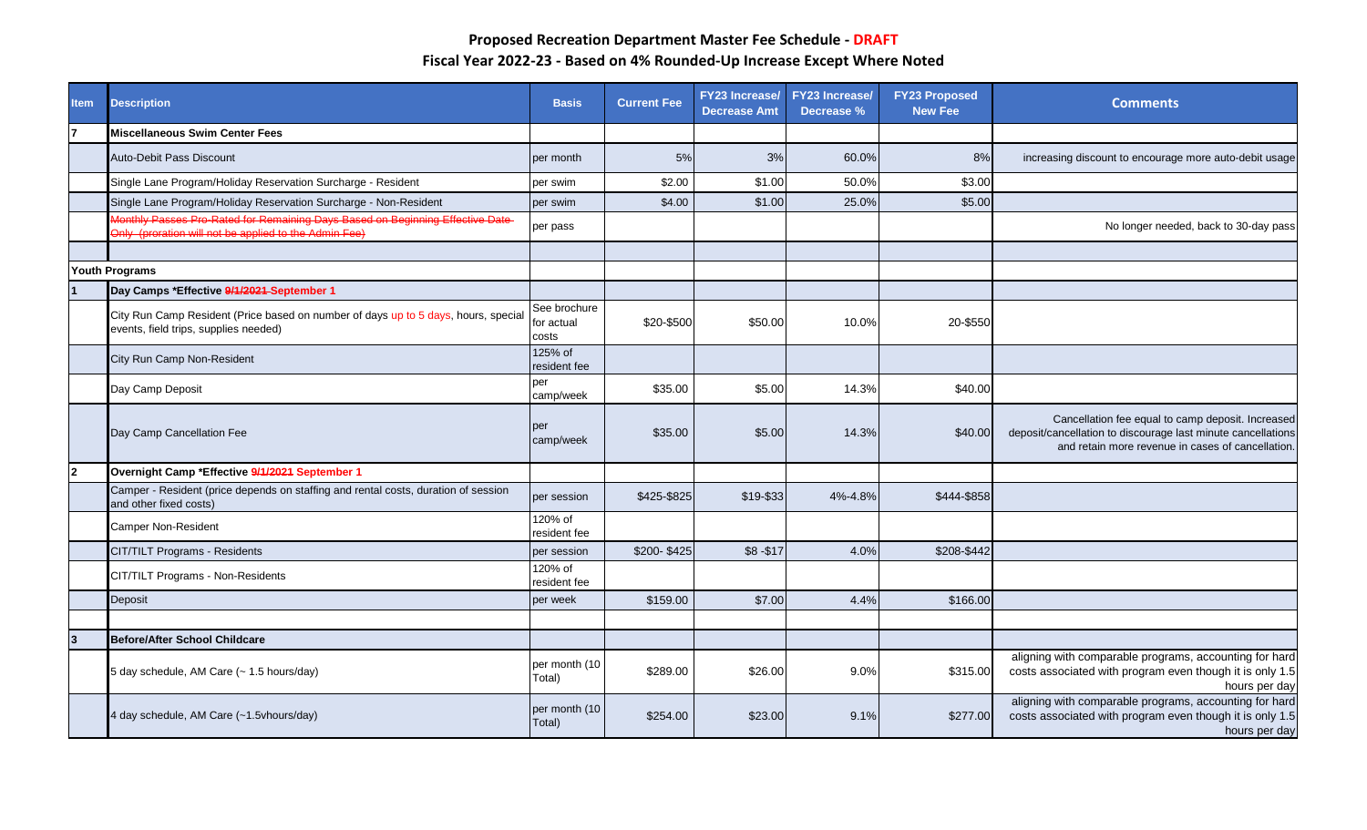**Proposed Recreation Department Master Fee Schedule - DRAFT**

**Fiscal Year 2022-23 - Based on 4% Rounded-Up Increase Except Where Noted**

| Item | Description | Basis | Current Fee | FY23 Increase/ Decrease Amt | FY23 Increase/ Decrease % | FY23 Proposed New Fee | Comments |
|---|---|---|---|---|---|---|---|
| 7 | **Miscellaneous Swim Center Fees** | | | | | | |
| | Auto-Debit Pass Discount | per month | 5% | 3% | 60.0% | 8% | increasing discount to encourage more auto-debit usage |
| | Single Lane Program/Holiday Reservation Surcharge - Resident | per swim | $2.00 | $1.00 | 50.0% | $3.00 | |
| | Single Lane Program/Holiday Reservation Surcharge - Non-Resident | per swim | $4.00 | $1.00 | 25.0% | $5.00 | |
| | ~~Monthly Passes Pro-Rated for Remaining Days Based on Beginning Effective Date Only (proration will not be applied to the Admin Fee)~~ | per pass | | | | | No longer needed, back to 30-day pass |
| | | | | | | | |
| | **Youth Programs** | | | | | | |
| 1 | **Day Camps *Effective ~~9/1/2021~~ September 1** | | | | | | |
| | City Run Camp Resident (Price based on number of days up to 5 days, hours, special events, field trips, supplies needed) | See brochure for actual costs | $20-$500 | $50.00 | 10.0% | 20-$550 | |
| | City Run Camp Non-Resident | 125% of resident fee | | | | | |
| | Day Camp Deposit | per camp/week | $35.00 | $5.00 | 14.3% | $40.00 | |
| | Day Camp Cancellation Fee | per camp/week | $35.00 | $5.00 | 14.3% | $40.00 | Cancellation fee equal to camp deposit. Increased deposit/cancellation to discourage last minute cancellations and retain more revenue in cases of cancellation. |
| 2 | **Overnight Camp *Effective ~~9/1/2021~~ September 1** | | | | | | |
| | Camper - Resident (price depends on staffing and rental costs, duration of session and other fixed costs) | per session | $425-$825 | $19-$33 | 4%-4.8% | $444-$858 | |
| | Camper Non-Resident | 120% of resident fee | | | | | |
| | CIT/TILT Programs - Residents | per session | $200- $425 | $8 -$17 | 4.0% | $208-$442 | |
| | CIT/TILT Programs - Non-Residents | 120% of resident fee | | | | | |
| | Deposit | per week | $159.00 | $7.00 | 4.4% | $166.00 | |
| | | | | | | | |
| 3 | **Before/After School Childcare** | | | | | | |
| | 5 day schedule, AM Care (~ 1.5 hours/day) | per month (10 Total) | $289.00 | $26.00 | 9.0% | $315.00 | aligning with comparable programs, accounting for hard costs associated with program even though it is only 1.5 hours per day |
| | 4 day schedule, AM Care (~1.5vhours/day) | per month (10 Total) | $254.00 | $23.00 | 9.1% | $277.00 | aligning with comparable programs, accounting for hard costs associated with program even though it is only 1.5 hours per day |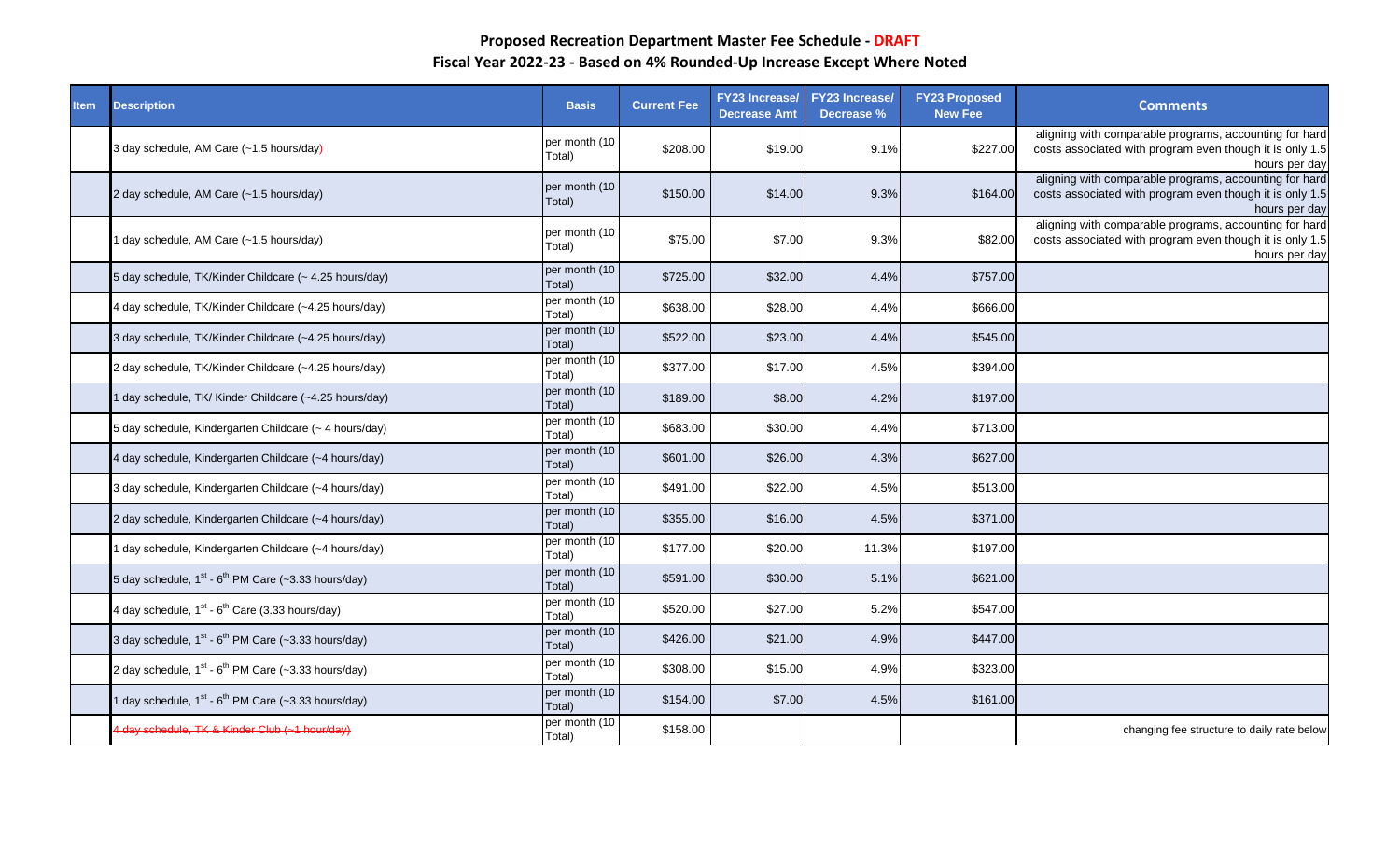## Proposed Recreation Department Master Fee Schedule - DRAFT

### Fiscal Year 2022-23 - Based on 4% Rounded-Up Increase Except Where Noted

| Item | Description | Basis | Current Fee | FY23 Increase/ Decrease Amt | FY23 Increase/ Decrease % | FY23 Proposed New Fee | Comments |
|---|---|---|---|---|---|---|---|
| | 3 day schedule, AM Care (~1.5 hours/day) | per month (10 Total) | $208.00 | $19.00 | 9.1% | $227.00 | aligning with comparable programs, accounting for hard costs associated with program even though it is only 1.5 hours per day |
| | 2 day schedule, AM Care (~1.5 hours/day) | per month (10 Total) | $150.00 | $14.00 | 9.3% | $164.00 | aligning with comparable programs, accounting for hard costs associated with program even though it is only 1.5 hours per day |
| | 1 day schedule, AM Care (~1.5 hours/day) | per month (10 Total) | $75.00 | $7.00 | 9.3% | $82.00 | aligning with comparable programs, accounting for hard costs associated with program even though it is only 1.5 hours per day |
| | 5 day schedule, TK/Kinder Childcare (~ 4.25 hours/day) | per month (10 Total) | $725.00 | $32.00 | 4.4% | $757.00 | |
| | 4 day schedule, TK/Kinder Childcare (~4.25 hours/day) | per month (10 Total) | $638.00 | $28.00 | 4.4% | $666.00 | |
| | 3 day schedule, TK/Kinder Childcare (~4.25 hours/day) | per month (10 Total) | $522.00 | $23.00 | 4.4% | $545.00 | |
| | 2 day schedule, TK/Kinder Childcare (~4.25 hours/day) | per month (10 Total) | $377.00 | $17.00 | 4.5% | $394.00 | |
| | 1 day schedule, TK/ Kinder Childcare (~4.25 hours/day) | per month (10 Total) | $189.00 | $8.00 | 4.2% | $197.00 | |
| | 5 day schedule, Kindergarten Childcare (~ 4 hours/day) | per month (10 Total) | $683.00 | $30.00 | 4.4% | $713.00 | |
| | 4 day schedule, Kindergarten Childcare (~4 hours/day) | per month (10 Total) | $601.00 | $26.00 | 4.3% | $627.00 | |
| | 3 day schedule, Kindergarten Childcare (~4 hours/day) | per month (10 Total) | $491.00 | $22.00 | 4.5% | $513.00 | |
| | 2 day schedule, Kindergarten Childcare (~4 hours/day) | per month (10 Total) | $355.00 | $16.00 | 4.5% | $371.00 | |
| | 1 day schedule, Kindergarten Childcare (~4 hours/day) | per month (10 Total) | $177.00 | $20.00 | 11.3% | $197.00 | |
| | 5 day schedule, 1st - 6th PM Care (~3.33 hours/day) | per month (10 Total) | $591.00 | $30.00 | 5.1% | $621.00 | |
| | 4 day schedule, 1st - 6th Care (3.33 hours/day) | per month (10 Total) | $520.00 | $27.00 | 5.2% | $547.00 | |
| | 3 day schedule, 1st - 6th PM Care (~3.33 hours/day) | per month (10 Total) | $426.00 | $21.00 | 4.9% | $447.00 | |
| | 2 day schedule, 1st - 6th PM Care (~3.33 hours/day) | per month (10 Total) | $308.00 | $15.00 | 4.9% | $323.00 | |
| | 1 day schedule, 1st - 6th PM Care (~3.33 hours/day) | per month (10 Total) | $154.00 | $7.00 | 4.5% | $161.00 | |
| | ~~4 day schedule, TK & Kinder Club (~1 hour/day)~~ | per month (10 Total) | $158.00 | | | | changing fee structure to daily rate below |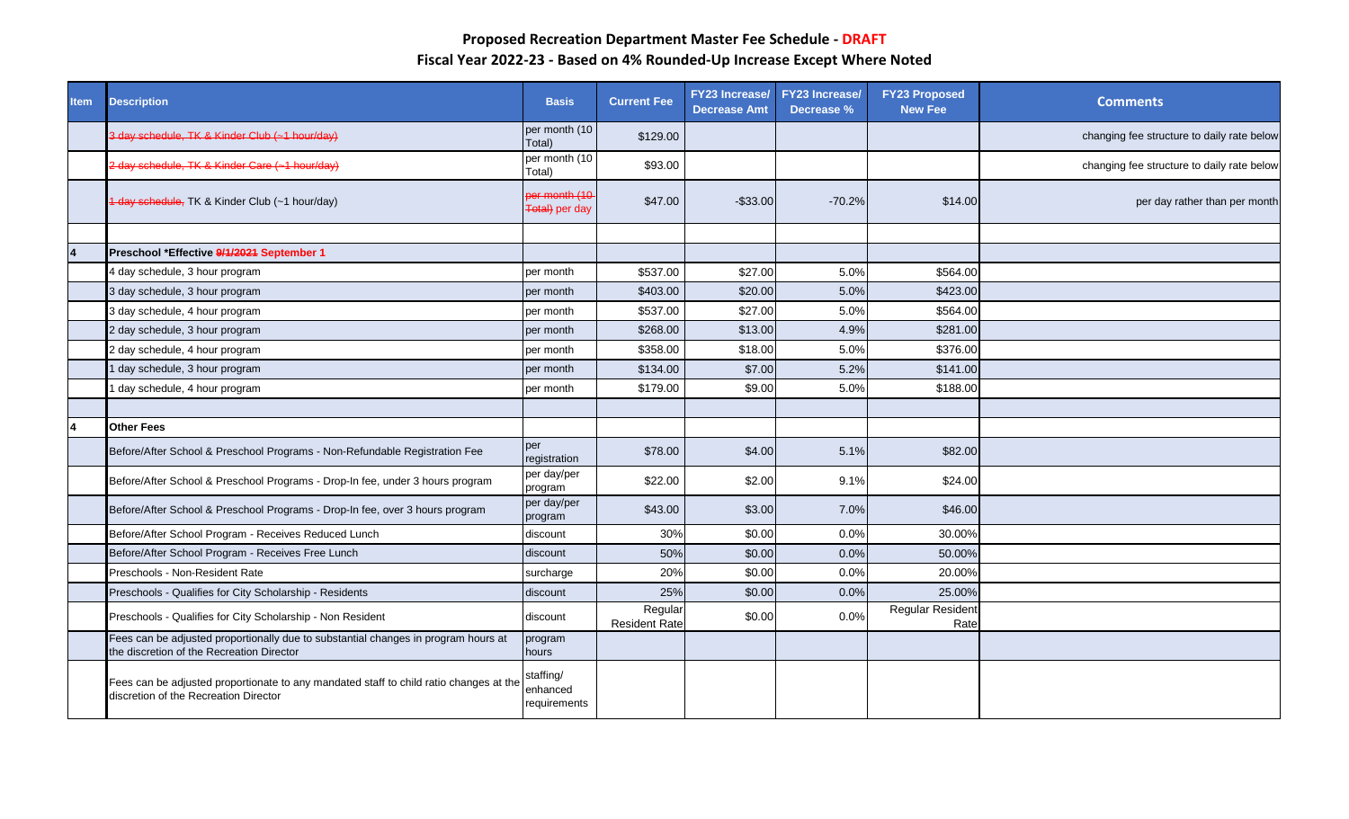# Proposed Recreation Department Master Fee Schedule - DRAFT

## Fiscal Year 2022-23 - Based on 4% Rounded-Up Increase Except Where Noted

| Item | Description | Basis | Current Fee | FY23 Increase/ Decrease Amt | FY23 Increase/ Decrease % | FY23 Proposed New Fee | Comments |
|---|---|---|---|---|---|---|---|
| | ~~3 day schedule, TK & Kinder Club (~1 hour/day)~~ | per month (10 Total) | $129.00 | | | | changing fee structure to daily rate below |
| | ~~2 day schedule, TK & Kinder Care (~1 hour/day)~~ | per month (10 Total) | $93.00 | | | | changing fee structure to daily rate below |
| | ~~1 day schedule,~~ TK & Kinder Club (~1 hour/day) | ~~per month (10 Total)~~ per day | $47.00 | -$33.00 | -70.2% | $14.00 | per day rather than per month |
| | | | | | | | |
| 4 | **Preschool *Effective ~~9/1/2021~~ September 1** | | | | | | |
| | 4 day schedule, 3 hour program | per month | $537.00 | $27.00 | 5.0% | $564.00 | |
| | 3 day schedule, 3 hour program | per month | $403.00 | $20.00 | 5.0% | $423.00 | |
| | 3 day schedule, 4 hour program | per month | $537.00 | $27.00 | 5.0% | $564.00 | |
| | 2 day schedule, 3 hour program | per month | $268.00 | $13.00 | 4.9% | $281.00 | |
| | 2 day schedule, 4 hour program | per month | $358.00 | $18.00 | 5.0% | $376.00 | |
| | 1 day schedule, 3 hour program | per month | $134.00 | $7.00 | 5.2% | $141.00 | |
| | 1 day schedule, 4 hour program | per month | $179.00 | $9.00 | 5.0% | $188.00 | |
| | | | | | | | |
| 4 | **Other Fees** | | | | | | |
| | Before/After School & Preschool Programs - Non-Refundable Registration Fee | per registration | $78.00 | $4.00 | 5.1% | $82.00 | |
| | Before/After School & Preschool Programs - Drop-In fee, under 3 hours program | per day/per program | $22.00 | $2.00 | 9.1% | $24.00 | |
| | Before/After School & Preschool Programs - Drop-In fee, over 3 hours program | per day/per program | $43.00 | $3.00 | 7.0% | $46.00 | |
| | Before/After School Program - Receives Reduced Lunch | discount | 30% | $0.00 | 0.0% | 30.00% | |
| | Before/After School Program - Receives Free Lunch | discount | 50% | $0.00 | 0.0% | 50.00% | |
| | Preschools - Non-Resident Rate | surcharge | 20% | $0.00 | 0.0% | 20.00% | |
| | Preschools - Qualifies for City Scholarship - Residents | discount | 25% | $0.00 | 0.0% | 25.00% | |
| | Preschools - Qualifies for City Scholarship - Non Resident | discount | Regular Resident Rate | $0.00 | 0.0% | Regular Resident Rate | |
| | Fees can be adjusted proportionally due to substantial changes in program hours at the discretion of the Recreation Director | program hours | | | | | |
| | Fees can be adjusted proportionate to any mandated staff to child ratio changes at the discretion of the Recreation Director | staffing/ enhanced requirements | | | | | |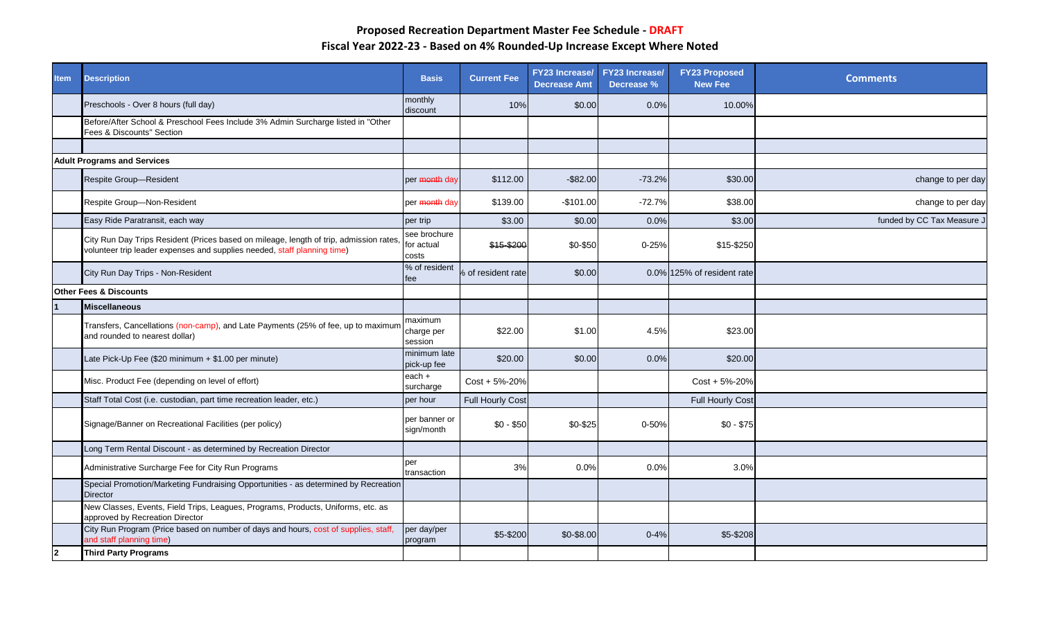# Proposed Recreation Department Master Fee Schedule - DRAFT

## Fiscal Year 2022-23 - Based on 4% Rounded-Up Increase Except Where Noted

| Item | Description | Basis | Current Fee | FY23 Increase/ Decrease Amt | FY23 Increase/ Decrease % | FY23 Proposed New Fee | Comments |
|---|---|---|---|---|---|---|---|
| | Preschools - Over 8 hours (full day) | monthly discount | 10% | $0.00 | 0.0% | 10.00% | |
| | Before/After School & Preschool Fees Include 3% Admin Surcharge listed in "Other Fees & Discounts" Section | | | | | | |
| | | | | | | | |
| **Adult Programs and Services** | | | | | | | |
| | Respite Group—Resident | per ~~month~~ day | $112.00 | -$82.00 | -73.2% | $30.00 | change to per day |
| | Respite Group—Non-Resident | per ~~month~~ day | $139.00 | -$101.00 | -72.7% | $38.00 | change to per day |
| | Easy Ride Paratransit, each way | per trip | $3.00 | $0.00 | 0.0% | $3.00 | funded by CC Tax Measure J |
| | City Run Day Trips Resident (Prices based on mileage, length of trip, admission rates, volunteer trip leader expenses and supplies needed, staff planning time) | see brochure for actual costs | ~~$15-$200~~ | $0-$50 | 0-25% | $15-$250 | |
| | City Run Day Trips - Non-Resident | % of resident fee | % of resident rate | $0.00 | 0.0% | 125% of resident rate | |
| **Other Fees & Discounts** | | | | | | | |
| **1** | **Miscellaneous** | | | | | | |
| | Transfers, Cancellations (non-camp), and Late Payments (25% of fee, up to maximum and rounded to nearest dollar) | maximum charge per session | $22.00 | $1.00 | 4.5% | $23.00 | |
| | Late Pick-Up Fee ($20 minimum + $1.00 per minute) | minimum late pick-up fee | $20.00 | $0.00 | 0.0% | $20.00 | |
| | Misc. Product Fee (depending on level of effort) | each + surcharge | Cost + 5%-20% | | | Cost + 5%-20% | |
| | Staff Total Cost (i.e. custodian, part time recreation leader, etc.) | per hour | Full Hourly Cost | | | Full Hourly Cost | |
| | Signage/Banner on Recreational Facilities (per policy) | per banner or sign/month | $0 - $50 | $0-$25 | 0-50% | $0 - $75 | |
| | Long Term Rental Discount - as determined by Recreation Director | | | | | | |
| | Administrative Surcharge Fee for City Run Programs | per transaction | 3% | 0.0% | 0.0% | 3.0% | |
| | Special Promotion/Marketing Fundraising Opportunities - as determined by Recreation Director | | | | | | |
| | New Classes, Events, Field Trips, Leagues, Programs, Products, Uniforms, etc. as approved by Recreation Director | | | | | | |
| | City Run Program (Price based on number of days and hours, cost of supplies, staff, and staff planning time) | per day/per program | $5-$200 | $0-$8.00 | 0-4% | $5-$208 | |
| **2** | **Third Party Programs** | | | | | | |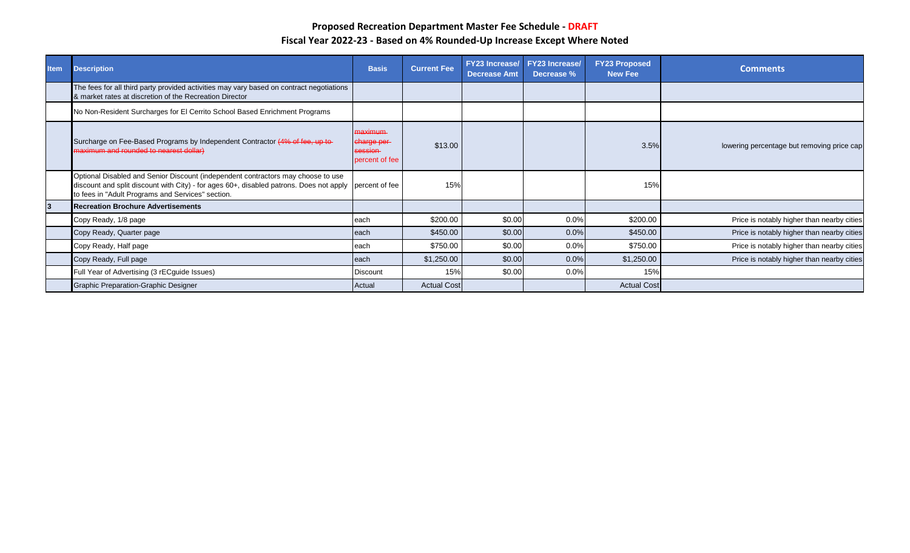## Proposed Recreation Department Master Fee Schedule - DRAFT

### Fiscal Year 2022-23 - Based on 4% Rounded-Up Increase Except Where Noted

| Item | Description | Basis | Current Fee | FY23 Increase/ Decrease Amt | FY23 Increase/ Decrease % | FY23 Proposed New Fee | Comments |
|---|---|---|---|---|---|---|---|
| | The fees for all third party provided activities may vary based on contract negotiations & market rates at discretion of the Recreation Director | | | | | | |
| | No Non-Resident Surcharges for El Cerrito School Based Enrichment Programs | | | | | | |
| | Surcharge on Fee-Based Programs by Independent Contractor ~~(4% of fee, up to maximum and rounded to nearest dollar)~~ | ~~maximum charge per session~~ percent of fee | $13.00 | | | 3.5% | lowering percentage but removing price cap |
| | Optional Disabled and Senior Discount (independent contractors may choose to use discount and split discount with City) - for ages 60+, disabled patrons. Does not apply to fees in "Adult Programs and Services" section. | percent of fee | 15% | | | 15% | |
| **3** | **Recreation Brochure Advertisements** | | | | | | |
| | Copy Ready, 1/8 page | each | $200.00 | $0.00 | 0.0% | $200.00 | Price is notably higher than nearby cities |
| | Copy Ready, Quarter page | each | $450.00 | $0.00 | 0.0% | $450.00 | Price is notably higher than nearby cities |
| | Copy Ready, Half page | each | $750.00 | $0.00 | 0.0% | $750.00 | Price is notably higher than nearby cities |
| | Copy Ready, Full page | each | $1,250.00 | $0.00 | 0.0% | $1,250.00 | Price is notably higher than nearby cities |
| | Full Year of Advertising (3 rECguide Issues) | Discount | 15% | $0.00 | 0.0% | 15% | |
| | Graphic Preparation-Graphic Designer | Actual | Actual Cost | | | Actual Cost | |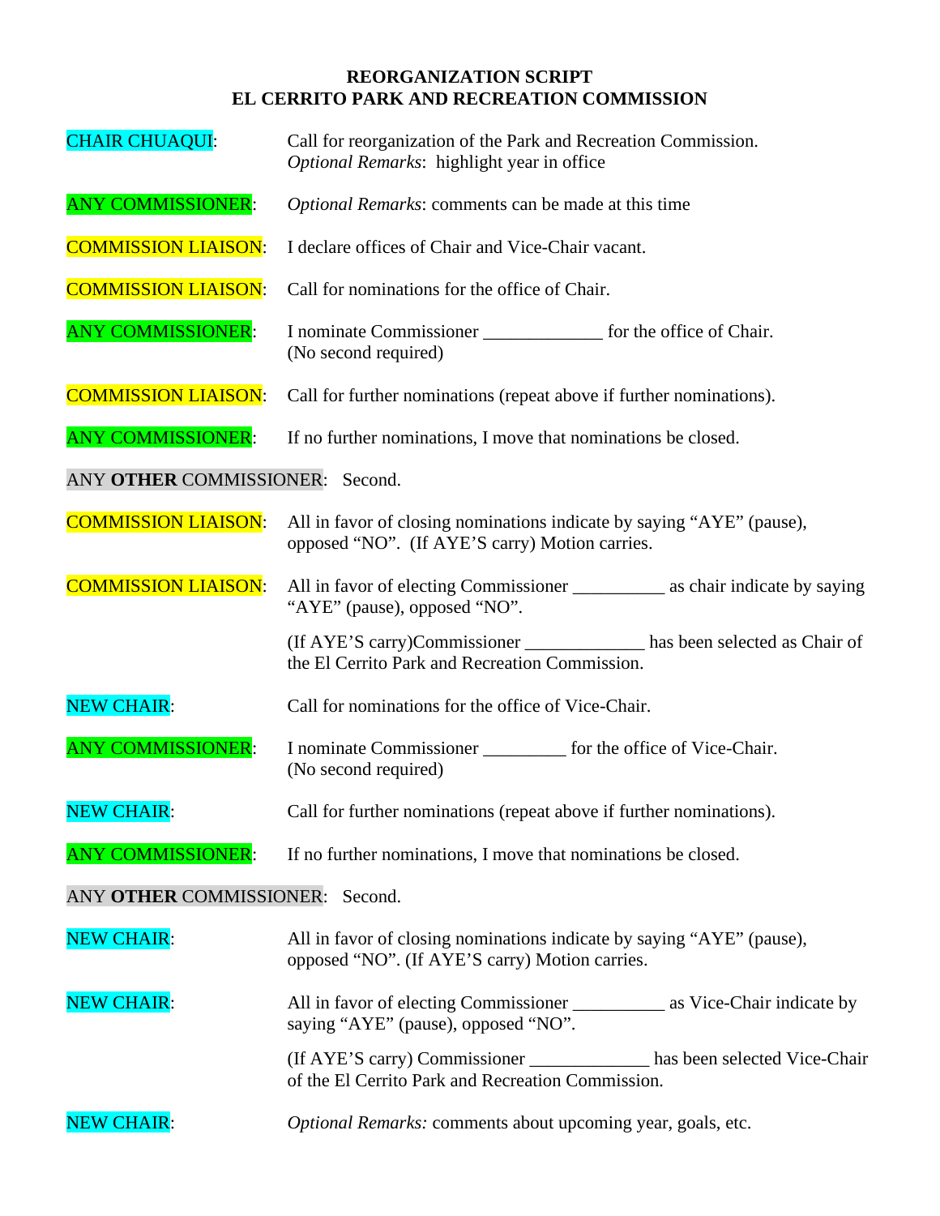**REORGANIZATION SCRIPT**
**EL CERRITO PARK AND RECREATION COMMISSION**

CHAIR CHUAQUI: Call for reorganization of the Park and Recreation Commission. *Optional Remarks*: highlight year in office

ANY COMMISSIONER: *Optional Remarks*: comments can be made at this time

COMMISSION LIAISON: I declare offices of Chair and Vice-Chair vacant.

COMMISSION LIAISON: Call for nominations for the office of Chair.

ANY COMMISSIONER: I nominate Commissioner _____________ for the office of Chair. (No second required)

COMMISSION LIAISON: Call for further nominations (repeat above if further nominations).

ANY COMMISSIONER: If no further nominations, I move that nominations be closed.

ANY **OTHER** COMMISSIONER: Second.

COMMISSION LIAISON: All in favor of closing nominations indicate by saying "AYE" (pause), opposed "NO". (If AYE'S carry) Motion carries.

COMMISSION LIAISON: All in favor of electing Commissioner __________ as chair indicate by saying "AYE" (pause), opposed "NO".

(If AYE'S carry)Commissioner _____________ has been selected as Chair of the El Cerrito Park and Recreation Commission.

NEW CHAIR: Call for nominations for the office of Vice-Chair.

ANY COMMISSIONER: I nominate Commissioner _________ for the office of Vice-Chair. (No second required)

NEW CHAIR: Call for further nominations (repeat above if further nominations).

ANY COMMISSIONER: If no further nominations, I move that nominations be closed.

ANY **OTHER** COMMISSIONER: Second.

NEW CHAIR: All in favor of closing nominations indicate by saying "AYE" (pause), opposed "NO". (If AYE'S carry) Motion carries.

NEW CHAIR: All in favor of electing Commissioner __________ as Vice-Chair indicate by saying "AYE" (pause), opposed "NO".

(If AYE'S carry) Commissioner _____________ has been selected Vice-Chair of the El Cerrito Park and Recreation Commission.

NEW CHAIR: *Optional Remarks:* comments about upcoming year, goals, etc.